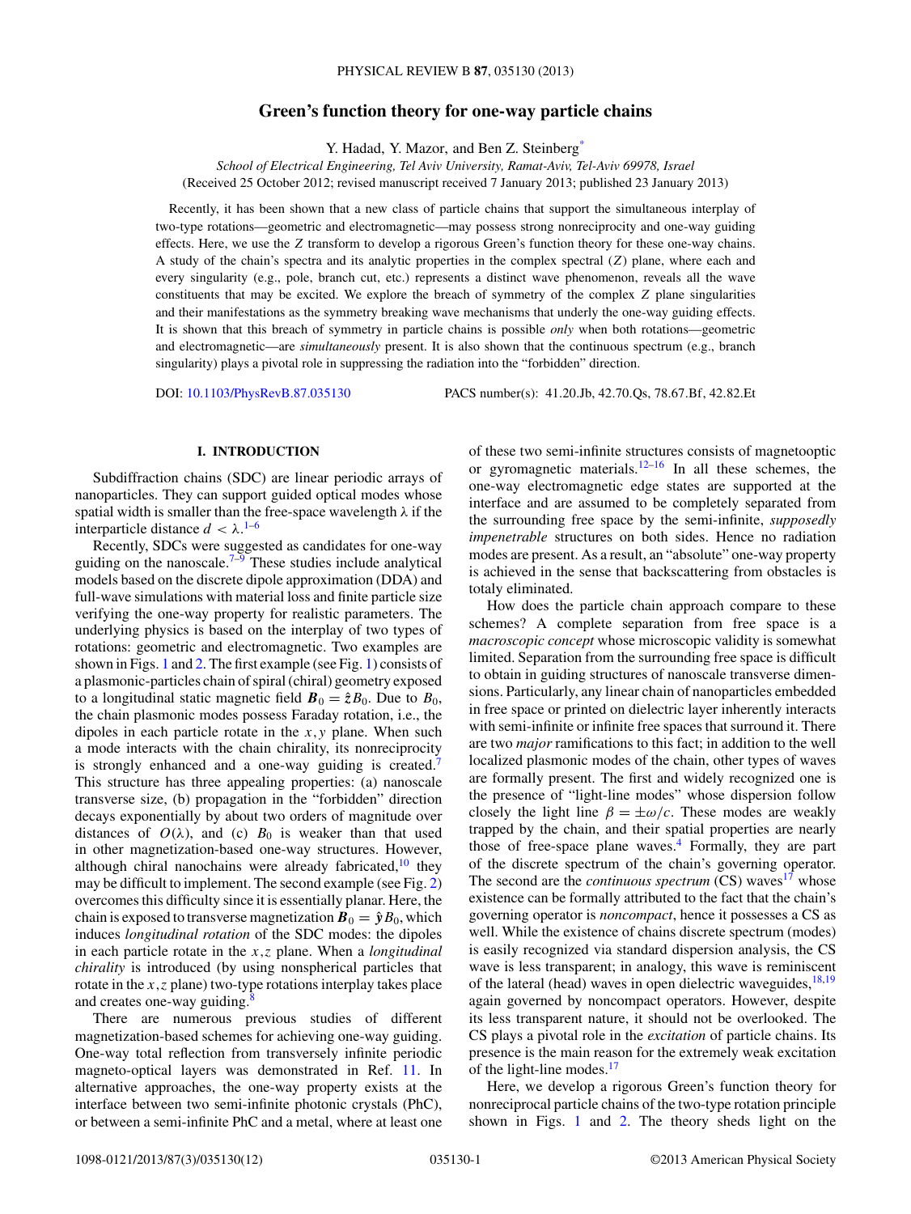# Green's function theory for one-way particle chains

Y. Hadad, Y. Mazor, and Ben Z. Steinberg[*]

*School of Electrical Engineering, Tel Aviv University, Ramat-Aviv, Tel-Aviv 69978, Israel*

(Received 25 October 2012; revised manuscript received 7 January 2013; published 23 January 2013)

Recently, it has been shown that a new class of particle chains that support the simultaneous interplay of two-type rotations—geometric and electromagnetic—may possess strong nonreciprocity and one-way guiding effects. Here, we use the $Z$ transform to develop a rigorous Green's function theory for these one-way chains. A study of the chain's spectra and its analytic properties in the complex spectral ($Z$) plane, where each and every singularity (e.g., pole, branch cut, etc.) represents a distinct wave phenomenon, reveals all the wave constituents that may be excited. We explore the breach of symmetry of the complex $Z$ plane singularities and their manifestations as the symmetry breaking wave mechanisms that underly the one-way guiding effects. It is shown that this breach of symmetry in particle chains is possible *only* when both rotations—geometric and electromagnetic—are *simultaneously* present. It is also shown that the continuous spectrum (e.g., branch singularity) plays a pivotal role in suppressing the radiation into the "forbidden" direction.

DOI: 10.1103/PhysRevB.87.035130 PACS number(s): 41.20.Jb, 42.70.Qs, 78.67.Bf, 42.82.Et

## I. INTRODUCTION

Subdiffraction chains (SDC) are linear periodic arrays of nanoparticles. They can support guided optical modes whose spatial width is smaller than the free-space wavelength $\lambda$ if the interparticle distance $d < \lambda$.[1–6]

Recently, SDCs were suggested as candidates for one-way guiding on the nanoscale.[7–9] These studies include analytical models based on the discrete dipole approximation (DDA) and full-wave simulations with material loss and finite particle size verifying the one-way property for realistic parameters. The underlying physics is based on the interplay of two types of rotations: geometric and electromagnetic. Two examples are shown in Figs. 1 and 2. The first example (see Fig. 1) consists of a plasmonic-particles chain of spiral (chiral) geometry exposed to a longitudinal static magnetic field $\boldsymbol{B}_0 = \hat{\boldsymbol{z}}B_0$. Due to $B_0$, the chain plasmonic modes possess Faraday rotation, i.e., the dipoles in each particle rotate in the $x,y$ plane. When such a mode interacts with the chain chirality, its nonreciprocity is strongly enhanced and a one-way guiding is created.[7] This structure has three appealing properties: (a) nanoscale transverse size, (b) propagation in the "forbidden" direction decays exponentially by about two orders of magnitude over distances of $O(\lambda)$, and (c) $B_0$ is weaker than that used in other magnetization-based one-way structures. However, although chiral nanochains were already fabricated,[10] they may be difficult to implement. The second example (see Fig. 2) overcomes this difficulty since it is essentially planar. Here, the chain is exposed to transverse magnetization $\boldsymbol{B}_0 = \hat{\boldsymbol{y}}B_0$, which induces *longitudinal rotation* of the SDC modes: the dipoles in each particle rotate in the $x,z$ plane. When a *longitudinal chirality* is introduced (by using nonspherical particles that rotate in the $x,z$ plane) two-type rotations interplay takes place and creates one-way guiding.[8]

There are numerous previous studies of different magnetization-based schemes for achieving one-way guiding. One-way total reflection from transversely infinite periodic magneto-optical layers was demonstrated in Ref. 11. In alternative approaches, the one-way property exists at the interface between two semi-infinite photonic crystals (PhC), or between a semi-infinite PhC and a metal, where at least one of these two semi-infinite structures consists of magnetooptic or gyromagnetic materials.[12–16] In all these schemes, the one-way electromagnetic edge states are supported at the interface and are assumed to be completely separated from the surrounding free space by the semi-infinite, *supposedly impenetrable* structures on both sides. Hence no radiation modes are present. As a result, an "absolute" one-way property is achieved in the sense that backscattering from obstacles is totaly eliminated.

How does the particle chain approach compare to these schemes? A complete separation from free space is a *macroscopic concept* whose microscopic validity is somewhat limited. Separation from the surrounding free space is difficult to obtain in guiding structures of nanoscale transverse dimensions. Particularly, any linear chain of nanoparticles embedded in free space or printed on dielectric layer inherently interacts with semi-infinite or infinite free spaces that surround it. There are two *major* ramifications to this fact; in addition to the well localized plasmonic modes of the chain, other types of waves are formally present. The first and widely recognized one is the presence of "light-line modes" whose dispersion follow closely the light line $\beta = \pm\omega/c$. These modes are weakly trapped by the chain, and their spatial properties are nearly those of free-space plane waves.[4] Formally, they are part of the discrete spectrum of the chain's governing operator. The second are the *continuous spectrum* (CS) waves[17] whose existence can be formally attributed to the fact that the chain's governing operator is *noncompact*, hence it possesses a CS as well. While the existence of chains discrete spectrum (modes) is easily recognized via standard dispersion analysis, the CS wave is less transparent; in analogy, this wave is reminiscent of the lateral (head) waves in open dielectric waveguides,[18,19] again governed by noncompact operators. However, despite its less transparent nature, it should not be overlooked. The CS plays a pivotal role in the *excitation* of particle chains. Its presence is the main reason for the extremely weak excitation of the light-line modes.[17]

Here, we develop a rigorous Green's function theory for nonreciprocal particle chains of the two-type rotation principle shown in Figs. 1 and 2. The theory sheds light on the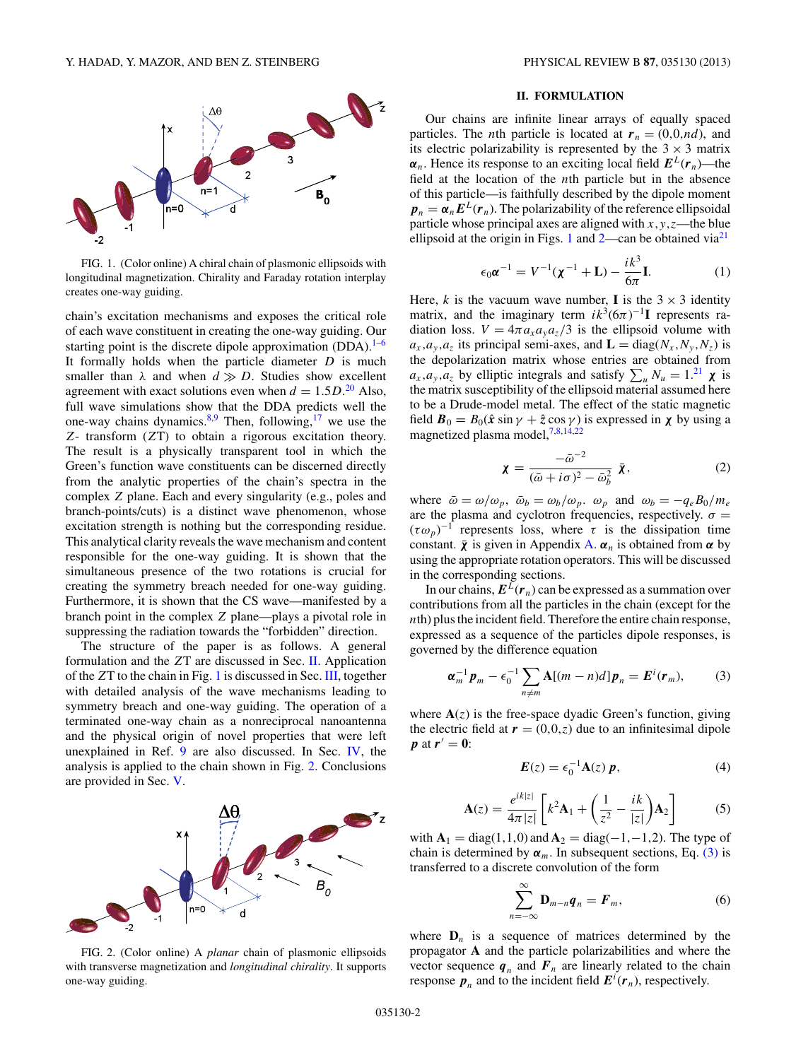FIG. 1. (Color online) A chiral chain of plasmonic ellipsoids with longitudinal magnetization. Chirality and Faraday rotation interplay creates one-way guiding.

chain's excitation mechanisms and exposes the critical role of each wave constituent in creating the one-way guiding. Our starting point is the discrete dipole approximation (DDA).[1–6] It formally holds when the particle diameter $D$ is much smaller than $\lambda$ and when $d \gg D$. Studies show excellent agreement with exact solutions even when $d = 1.5D$.[20] Also, full wave simulations show that the DDA predicts well the one-way chains dynamics.[8,9] Then, following,[17] we use the $Z$- transform ($ZT$) to obtain a rigorous excitation theory. The result is a physically transparent tool in which the Green's function wave constituents can be discerned directly from the analytic properties of the chain's spectra in the complex $Z$ plane. Each and every singularity (e.g., poles and branch-points/cuts) is a distinct wave phenomenon, whose excitation strength is nothing but the corresponding residue. This analytical clarity reveals the wave mechanism and content responsible for the one-way guiding. It is shown that the simultaneous presence of the two rotations is crucial for creating the symmetry breach needed for one-way guiding. Furthermore, it is shown that the CS wave—manifested by a branch point in the complex $Z$ plane—plays a pivotal role in suppressing the radiation towards the "forbidden" direction.

The structure of the paper is as follows. A general formulation and the $ZT$ are discussed in Sec. II. Application of the $ZT$ to the chain in Fig. 1 is discussed in Sec. III, together with detailed analysis of the wave mechanisms leading to symmetry breach and one-way guiding. The operation of a terminated one-way chain as a nonreciprocal nanoantenna and the physical origin of novel properties that were left unexplained in Ref. 9 are also discussed. In Sec. IV, the analysis is applied to the chain shown in Fig. 2. Conclusions are provided in Sec. V.

FIG. 2. (Color online) A *planar* chain of plasmonic ellipsoids with transverse magnetization and *longitudinal chirality*. It supports one-way guiding.

## II. FORMULATION

Our chains are infinite linear arrays of equally spaced particles. The $n$th particle is located at $\boldsymbol{r}_n = (0,0,nd)$, and its electric polarizability is represented by the $3 \times 3$ matrix $\boldsymbol{\alpha}_n$. Hence its response to an exciting local field $\boldsymbol{E}^L(\boldsymbol{r}_n)$—the field at the location of the $n$th particle but in the absence of this particle—is faithfully described by the dipole moment $\boldsymbol{p}_n = \boldsymbol{\alpha}_n \boldsymbol{E}^L(\boldsymbol{r}_n)$. The polarizability of the reference ellipsoidal particle whose principal axes are aligned with $x,y,z$—the blue ellipsoid at the origin in Figs. 1 and 2—can be obtained via[21]

$$\epsilon_0 \boldsymbol{\alpha}^{-1} = V^{-1}(\boldsymbol{\chi}^{-1} + \mathbf{L}) - \frac{ik^3}{6\pi}\mathbf{I}. \tag{1}$$

Here, $k$ is the vacuum wave number, $\mathbf{I}$ is the $3 \times 3$ identity matrix, and the imaginary term $ik^3(6\pi)^{-1}\mathbf{I}$ represents radiation loss. $V = 4\pi a_x a_y a_z/3$ is the ellipsoid volume with $a_x,a_y,a_z$ its principal semi-axes, and $\mathbf{L} = \mathrm{diag}(N_x,N_y,N_z)$ is the depolarization matrix whose entries are obtained from $a_x,a_y,a_z$ by elliptic integrals and satisfy $\sum_u N_u = 1$.[21] $\boldsymbol{\chi}$ is the matrix susceptibility of the ellipsoid material assumed here to be a Drude-model metal. The effect of the static magnetic field $\boldsymbol{B}_0 = B_0(\hat{\boldsymbol{x}}\sin\gamma + \hat{\boldsymbol{z}}\cos\gamma)$ is expressed in $\boldsymbol{\chi}$ by using a magnetized plasma model,[7,8,14,22]

$$\boldsymbol{\chi} = \frac{-\bar{\omega}^{-2}}{(\bar{\omega} + i\sigma)^2 - \bar{\omega}_b^2}\,\bar{\boldsymbol{\chi}}, \tag{2}$$

where $\bar{\omega} = \omega/\omega_p$, $\bar{\omega}_b = \omega_b/\omega_p$. $\omega_p$ and $\omega_b = -q_e B_0/m_e$ are the plasma and cyclotron frequencies, respectively. $\sigma = (\tau\omega_p)^{-1}$ represents loss, where $\tau$ is the dissipation time constant. $\bar{\boldsymbol{\chi}}$ is given in Appendix A. $\boldsymbol{\alpha}_n$ is obtained from $\boldsymbol{\alpha}$ by using the appropriate rotation operators. This will be discussed in the corresponding sections.

In our chains, $\boldsymbol{E}^L(\boldsymbol{r}_n)$ can be expressed as a summation over contributions from all the particles in the chain (except for the $n$th) plus the incident field. Therefore the entire chain response, expressed as a sequence of the particles dipole responses, is governed by the difference equation

$$\boldsymbol{\alpha}_m^{-1}\boldsymbol{p}_m - \epsilon_0^{-1}\sum_{n\neq m}\mathbf{A}[(m-n)d]\boldsymbol{p}_n = \boldsymbol{E}^i(\boldsymbol{r}_m), \tag{3}$$

where $\mathbf{A}(z)$ is the free-space dyadic Green's function, giving the electric field at $\boldsymbol{r} = (0,0,z)$ due to an infinitesimal dipole $\boldsymbol{p}$ at $\boldsymbol{r}' = \mathbf{0}$:

$$\boldsymbol{E}(z) = \epsilon_0^{-1}\mathbf{A}(z)\,\boldsymbol{p}, \tag{4}$$

$$\mathbf{A}(z) = \frac{e^{ik|z|}}{4\pi|z|}\left[k^2\mathbf{A}_1 + \left(\frac{1}{z^2} - \frac{ik}{|z|}\right)\mathbf{A}_2\right] \tag{5}$$

with $\mathbf{A}_1 = \mathrm{diag}(1,1,0)$ and $\mathbf{A}_2 = \mathrm{diag}(-1,-1,2)$. The type of chain is determined by $\boldsymbol{\alpha}_m$. In subsequent sections, Eq. (3) is transferred to a discrete convolution of the form

$$\sum_{n=-\infty}^{\infty}\mathbf{D}_{m-n}\boldsymbol{q}_n = \boldsymbol{F}_m, \tag{6}$$

where $\mathbf{D}_n$ is a sequence of matrices determined by the propagator $\mathbf{A}$ and the particle polarizabilities and where the vector sequence $\boldsymbol{q}_n$ and $\boldsymbol{F}_n$ are linearly related to the chain response $\boldsymbol{p}_n$ and to the incident field $\boldsymbol{E}^i(\boldsymbol{r}_n)$, respectively.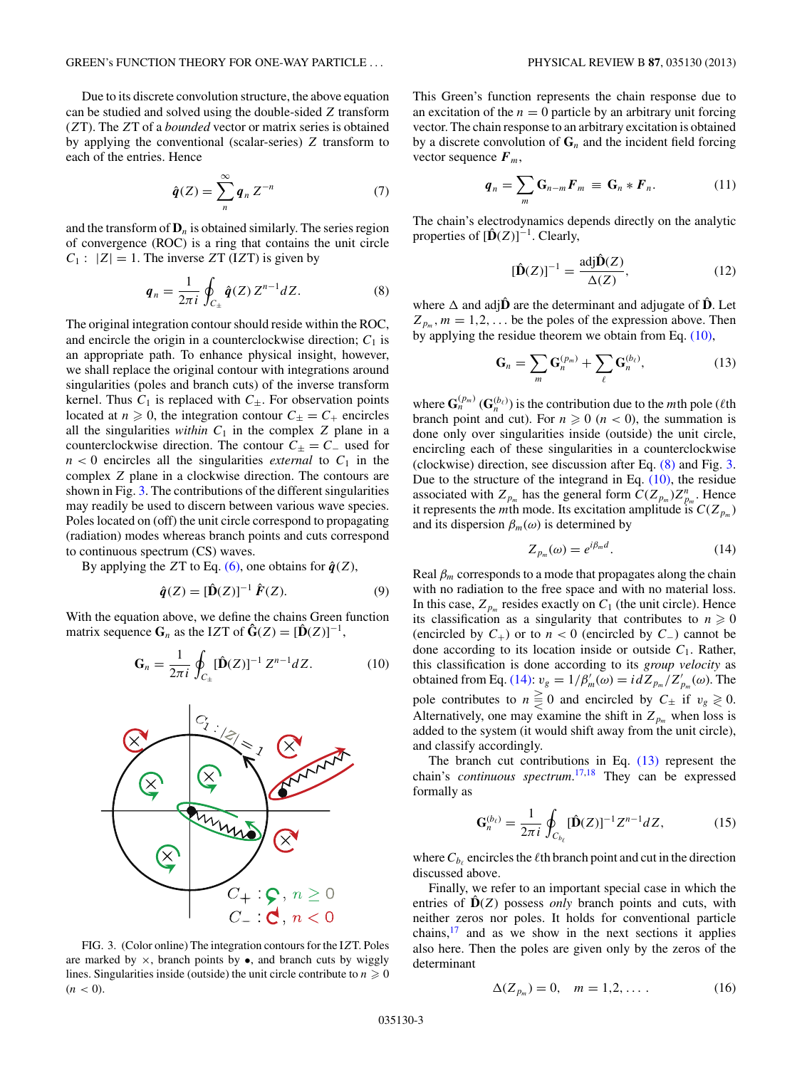Due to its discrete convolution structure, the above equation can be studied and solved using the double-sided $Z$ transform ($Z$T). The $Z$T of a *bounded* vector or matrix series is obtained by applying the conventional (scalar-series) $Z$ transform to each of the entries. Hence

$$\hat{\boldsymbol{q}}(Z) = \sum_{n}^{\infty} \boldsymbol{q}_n\, Z^{-n} \tag{7}$$

and the transform of $\mathbf{D}_n$ is obtained similarly. The series region of convergence (ROC) is a ring that contains the unit circle $C_1 :\ |Z| = 1$. The inverse $Z$T (I$Z$T) is given by

$$\boldsymbol{q}_n = \frac{1}{2\pi i} \oint_{C_\pm} \hat{\boldsymbol{q}}(Z)\, Z^{n-1} dZ. \tag{8}$$

The original integration contour should reside within the ROC, and encircle the origin in a counterclockwise direction; $C_1$ is an appropriate path. To enhance physical insight, however, we shall replace the original contour with integrations around singularities (poles and branch cuts) of the inverse transform kernel. Thus $C_1$ is replaced with $C_\pm$. For observation points located at $n \geqslant 0$, the integration contour $C_\pm = C_+$ encircles all the singularities *within* $C_1$ in the complex $Z$ plane in a counterclockwise direction. The contour $C_\pm = C_-$ used for $n < 0$ encircles all the singularities *external* to $C_1$ in the complex $Z$ plane in a clockwise direction. The contours are shown in Fig. 3. The contributions of the different singularities may readily be used to discern between various wave species. Poles located on (off) the unit circle correspond to propagating (radiation) modes whereas branch points and cuts correspond to continuous spectrum (CS) waves.

By applying the $Z$T to Eq. (6), one obtains for $\hat{\boldsymbol{q}}(Z)$,

$$\hat{\boldsymbol{q}}(Z) = [\hat{\mathbf{D}}(Z)]^{-1}\, \hat{\boldsymbol{F}}(Z). \tag{9}$$

With the equation above, we define the chains Green function matrix sequence $\mathbf{G}_n$ as the I$Z$T of $\hat{\mathbf{G}}(Z) = [\hat{\mathbf{D}}(Z)]^{-1}$,

$$\mathbf{G}_n = \frac{1}{2\pi i} \oint_{C_\pm} [\hat{\mathbf{D}}(Z)]^{-1}\, Z^{n-1} dZ. \tag{10}$$

FIG. 3. (Color online) The integration contours for the I$Z$T. Poles are marked by $\times$, branch points by $\bullet$, and branch cuts by wiggly lines. Singularities inside (outside) the unit circle contribute to $n \geqslant 0$ ($n < 0$).

This Green's function represents the chain response due to an excitation of the $n = 0$ particle by an arbitrary unit forcing vector. The chain response to an arbitrary excitation is obtained by a discrete convolution of $\mathbf{G}_n$ and the incident field forcing vector sequence $\boldsymbol{F}_m$,

$$\boldsymbol{q}_n = \sum_m \mathbf{G}_{n-m} \boldsymbol{F}_m \;\equiv\; \mathbf{G}_n * \boldsymbol{F}_n. \tag{11}$$

The chain's electrodynamics depends directly on the analytic properties of $[\hat{\mathbf{D}}(Z)]^{-1}$. Clearly,

$$[\hat{\mathbf{D}}(Z)]^{-1} = \frac{\operatorname{adj}\hat{\mathbf{D}}(Z)}{\Delta(Z)}, \tag{12}$$

where $\Delta$ and $\operatorname{adj}\hat{\mathbf{D}}$ are the determinant and adjugate of $\hat{\mathbf{D}}$. Let $Z_{p_m}, m = 1,2,\ldots$ be the poles of the expression above. Then by applying the residue theorem we obtain from Eq. (10),

$$\mathbf{G}_n = \sum_m \mathbf{G}_n^{(p_m)} + \sum_\ell \mathbf{G}_n^{(b_\ell)}, \tag{13}$$

where $\mathbf{G}_n^{(p_m)}$ ($\mathbf{G}_n^{(b_\ell)}$) is the contribution due to the $m$th pole ($\ell$th branch point and cut). For $n \geqslant 0$ ($n < 0$), the summation is done only over singularities inside (outside) the unit circle, encircling each of these singularities in a counterclockwise (clockwise) direction, see discussion after Eq. (8) and Fig. 3. Due to the structure of the integrand in Eq. (10), the residue associated with $Z_{p_m}$ has the general form $C(Z_{p_m})Z_{p_m}^n$. Hence it represents the $m$th mode. Its excitation amplitude is $C(Z_{p_m})$ and its dispersion $\beta_m(\omega)$ is determined by

$$Z_{p_m}(\omega) = e^{i\beta_m d}. \tag{14}$$

Real $\beta_m$ corresponds to a mode that propagates along the chain with no radiation to the free space and with no material loss. In this case, $Z_{p_m}$ resides exactly on $C_1$ (the unit circle). Hence its classification as a singularity that contributes to $n \geqslant 0$ (encircled by $C_+$) or to $n < 0$ (encircled by $C_-$) cannot be done according to its location inside or outside $C_1$. Rather, this classification is done according to its *group velocity* as obtained from Eq. (14): $v_g = 1/\beta_m'(\omega) = i d Z_{p_m}/Z_{p_m}'(\omega)$. The pole contributes to $n \gtreqless 0$ and encircled by $C_\pm$ if $v_g \gtrless 0$. Alternatively, one may examine the shift in $Z_{p_m}$ when loss is added to the system (it would shift away from the unit circle), and classify accordingly.

The branch cut contributions in Eq. (13) represent the chain's *continuous spectrum*.[17,18] They can be expressed formally as

$$\mathbf{G}_n^{(b_\ell)} = \frac{1}{2\pi i} \oint_{C_{b_\ell}} [\hat{\mathbf{D}}(Z)]^{-1} Z^{n-1} dZ, \tag{15}$$

where $C_{b_\ell}$ encircles the $\ell$th branch point and cut in the direction discussed above.

Finally, we refer to an important special case in which the entries of $\hat{\mathbf{D}}(Z)$ possess *only* branch points and cuts, with neither zeros nor poles. It holds for conventional particle chains,[17] and as we show in the next sections it applies also here. Then the poles are given only by the zeros of the determinant

$$\Delta(Z_{p_m}) = 0, \quad m = 1,2,\ldots. \tag{16}$$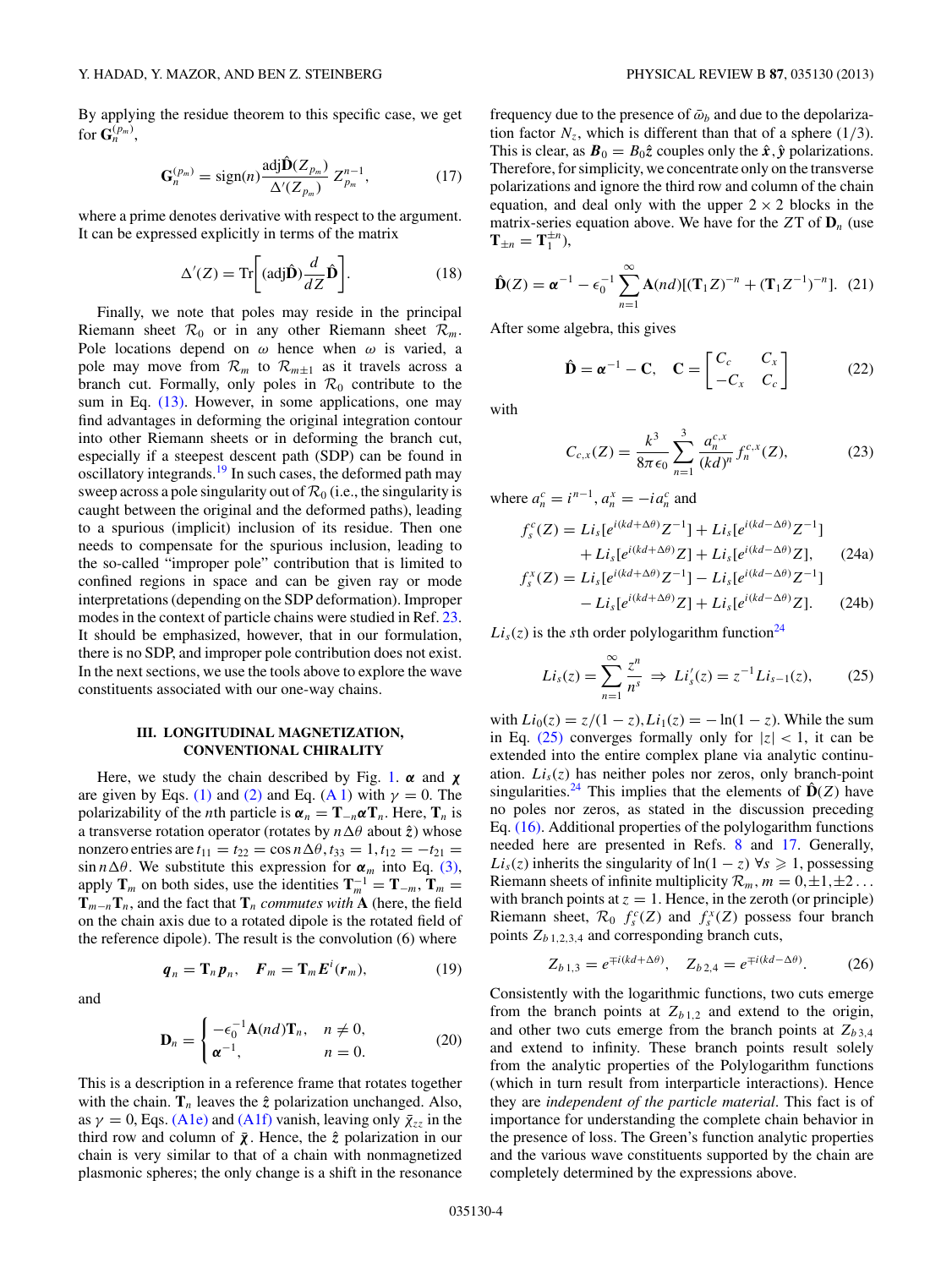By applying the residue theorem to this specific case, we get for $\mathbf{G}_n^{(p_m)}$,

$$\mathbf{G}_n^{(p_m)} = \text{sign}(n)\frac{\text{adj}\hat{\mathbf{D}}(Z_{p_m})}{\Delta'(Z_{p_m})}Z_{p_m}^{n-1}, \tag{17}$$

where a prime denotes derivative with respect to the argument. It can be expressed explicitly in terms of the matrix

$$\Delta'(Z) = \text{Tr}\left[(\text{adj}\hat{\mathbf{D}})\frac{d}{dZ}\hat{\mathbf{D}}\right]. \tag{18}$$

Finally, we note that poles may reside in the principal Riemann sheet $\mathcal{R}_0$ or in any other Riemann sheet $\mathcal{R}_m$. Pole locations depend on $\omega$ hence when $\omega$ is varied, a pole may move from $\mathcal{R}_m$ to $\mathcal{R}_{m\pm1}$ as it travels across a branch cut. Formally, only poles in $\mathcal{R}_0$ contribute to the sum in Eq. (13). However, in some applications, one may find advantages in deforming the original integration contour into other Riemann sheets or in deforming the branch cut, especially if a steepest descent path (SDP) can be found in oscillatory integrands.[19] In such cases, the deformed path may sweep across a pole singularity out of $\mathcal{R}_0$ (i.e., the singularity is caught between the original and the deformed paths), leading to a spurious (implicit) inclusion of its residue. Then one needs to compensate for the spurious inclusion, leading to the so-called "improper pole" contribution that is limited to confined regions in space and can be given ray or mode interpretations (depending on the SDP deformation). Improper modes in the context of particle chains were studied in Ref. 23. It should be emphasized, however, that in our formulation, there is no SDP, and improper pole contribution does not exist. In the next sections, we use the tools above to explore the wave constituents associated with our one-way chains.

## III. LONGITUDINAL MAGNETIZATION, CONVENTIONAL CHIRALITY

Here, we study the chain described by Fig. 1. $\boldsymbol{\alpha}$ and $\boldsymbol{\chi}$ are given by Eqs. (1) and (2) and Eq. (A 1) with $\gamma = 0$. The polarizability of the $n$th particle is $\boldsymbol{\alpha}_n = \mathbf{T}_{-n}\boldsymbol{\alpha}\mathbf{T}_n$. Here, $\mathbf{T}_n$ is a transverse rotation operator (rotates by $n\Delta\theta$ about $\hat{z}$) whose nonzero entries are $t_{11} = t_{22} = \cos n\Delta\theta, t_{33} = 1, t_{12} = -t_{21} = \sin n\Delta\theta$. We substitute this expression for $\boldsymbol{\alpha}_m$ into Eq. (3), apply $\mathbf{T}_m$ on both sides, use the identities $\mathbf{T}_m^{-1} = \mathbf{T}_{-m}, \mathbf{T}_m = \mathbf{T}_{m-n}\mathbf{T}_n$, and the fact that $\mathbf{T}_n$ *commutes with* $\mathbf{A}$ (here, the field on the chain axis due to a rotated dipole is the rotated field of the reference dipole). The result is the convolution (6) where

$$\boldsymbol{q}_n = \mathbf{T}_n\boldsymbol{p}_n, \quad \boldsymbol{F}_m = \mathbf{T}_m\boldsymbol{E}^i(\boldsymbol{r}_m), \tag{19}$$

and

$$\mathbf{D}_n = \begin{cases} -\epsilon_0^{-1}\mathbf{A}(nd)\mathbf{T}_n, & n \neq 0, \\ \boldsymbol{\alpha}^{-1}, & n = 0. \end{cases} \tag{20}$$

This is a description in a reference frame that rotates together with the chain. $\mathbf{T}_n$ leaves the $\hat{z}$ polarization unchanged. Also, as $\gamma = 0$, Eqs. (A1e) and (A1f) vanish, leaving only $\bar{\chi}_{zz}$ in the third row and column of $\bar{\boldsymbol{\chi}}$. Hence, the $\hat{z}$ polarization in our chain is very similar to that of a chain with nonmagnetized plasmonic spheres; the only change is a shift in the resonance frequency due to the presence of $\bar{\omega}_b$ and due to the depolarization factor $N_z$, which is different than that of a sphere (1/3). This is clear, as $\boldsymbol{B}_0 = B_0\hat{\boldsymbol{z}}$ couples only the $\hat{\boldsymbol{x}}, \hat{\boldsymbol{y}}$ polarizations. Therefore, for simplicity, we concentrate only on the transverse polarizations and ignore the third row and column of the chain equation, and deal only with the upper $2\times2$ blocks in the matrix-series equation above. We have for the $ZT$ of $\mathbf{D}_n$ (use $\mathbf{T}_{\pm n} = \mathbf{T}_1^{\pm n}$),

$$\hat{\mathbf{D}}(Z) = \boldsymbol{\alpha}^{-1} - \epsilon_0^{-1}\sum_{n=1}^{\infty}\mathbf{A}(nd)[(\mathbf{T}_1Z)^{-n} + (\mathbf{T}_1Z^{-1})^{-n}]. \tag{21}$$

After some algebra, this gives

$$\hat{\mathbf{D}} = \boldsymbol{\alpha}^{-1} - \mathbf{C}, \quad \mathbf{C} = \begin{bmatrix} C_c & C_x \\ -C_x & C_c \end{bmatrix} \tag{22}$$

with

$$C_{c,x}(Z) = \frac{k^3}{8\pi\epsilon_0}\sum_{n=1}^{3}\frac{a_n^{c,x}}{(kd)^n}f_n^{c,x}(Z), \tag{23}$$

where $a_n^c = i^{n-1}, a_n^x = -ia_n^c$ and

$$\begin{aligned} f_s^c(Z) = &Li_s[e^{i(kd+\Delta\theta)}Z^{-1}] + Li_s[e^{i(kd-\Delta\theta)}Z^{-1}] \\ &+ Li_s[e^{i(kd+\Delta\theta)}Z] + Li_s[e^{i(kd-\Delta\theta)}Z], \end{aligned} \tag{24a}$$

$$\begin{aligned} f_s^x(Z) = &Li_s[e^{i(kd+\Delta\theta)}Z^{-1}] - Li_s[e^{i(kd-\Delta\theta)}Z^{-1}] \\ &- Li_s[e^{i(kd+\Delta\theta)}Z] + Li_s[e^{i(kd-\Delta\theta)}Z]. \end{aligned} \tag{24b}$$

$Li_s(z)$ is the $s$th order polylogarithm function[24]

$$Li_s(z) = \sum_{n=1}^{\infty}\frac{z^n}{n^s} \Rightarrow Li_s'(z) = z^{-1}Li_{s-1}(z), \tag{25}$$

with $Li_0(z) = z/(1-z), Li_1(z) = -\ln(1-z)$. While the sum in Eq. (25) converges formally only for $|z| < 1$, it can be extended into the entire complex plane via analytic continuation. $Li_s(z)$ has neither poles nor zeros, only branch-point singularities.[24] This implies that the elements of $\hat{\mathbf{D}}(Z)$ have no poles nor zeros, as stated in the discussion preceding Eq. (16). Additional properties of the polylogarithm functions needed here are presented in Refs. 8 and 17. Generally, $Li_s(z)$ inherits the singularity of $\ln(1-z)$ $\forall s \geqslant 1$, possessing Riemann sheets of infinite multiplicity $\mathcal{R}_m, m = 0,\pm1,\pm2\ldots$ with branch points at $z = 1$. Hence, in the zeroth (or principle) Riemann sheet, $\mathcal{R}_0$ $f_s^c(Z)$ and $f_s^x(Z)$ possess four branch points $Z_{b\,1,2,3,4}$ and corresponding branch cuts,

$$Z_{b\,1,3} = e^{\mp i(kd+\Delta\theta)}, \quad Z_{b\,2,4} = e^{\mp i(kd-\Delta\theta)}. \tag{26}$$

Consistently with the logarithmic functions, two cuts emerge from the branch points at $Z_{b\,1,2}$ and extend to the origin, and other two cuts emerge from the branch points at $Z_{b\,3,4}$ and extend to infinity. These branch points result solely from the analytic properties of the Polylogarithm functions (which in turn result from interparticle interactions). Hence they are *independent of the particle material*. This fact is of importance for understanding the complete chain behavior in the presence of loss. The Green's function analytic properties and the various wave constituents supported by the chain are completely determined by the expressions above.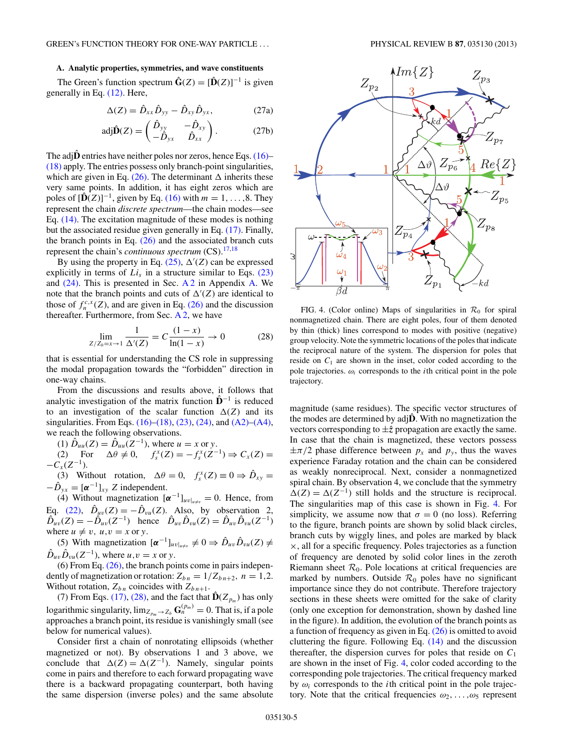### A. Analytic properties, symmetries, and wave constituents

The Green's function spectrum $\hat{\mathbf{G}}(Z) = [\hat{\mathbf{D}}(Z)]^{-1}$ is given generally in Eq. (12). Here,

$$\Delta(Z) = \hat{D}_{xx}\hat{D}_{yy} - \hat{D}_{xy}\hat{D}_{yx}, \tag{27a}$$

$$\text{adj}\hat{\mathbf{D}}(Z) = \begin{pmatrix} \hat{D}_{yy} & -\hat{D}_{xy} \\ -\hat{D}_{yx} & \hat{D}_{xx} \end{pmatrix}. \tag{27b}$$

The adj$\hat{\mathbf{D}}$ entries have neither poles nor zeros, hence Eqs. (16)–(18) apply. The entries possess only branch-point singularities, which are given in Eq. (26). The determinant $\Delta$ inherits these very same points. In addition, it has eight zeros which are poles of $[\hat{\mathbf{D}}(Z)]^{-1}$, given by Eq. (16) with $m = 1,\ldots,8$. They represent the chain *discrete spectrum*—the chain modes—see Eq. (14). The excitation magnitude of these modes is nothing but the associated residue given generally in Eq. (17). Finally, the branch points in Eq. (26) and the associated branch cuts represent the chain's *continuous spectrum* (CS).[17,18]

By using the property in Eq. (25), $\Delta'(Z)$ can be expressed explicitly in terms of $Li_s$ in a structure similar to Eqs. (23) and (24). This is presented in Sec. A 2 in Appendix A. We note that the branch points and cuts of $\Delta'(Z)$ are identical to those of $f_n^{c,x}(Z)$, and are given in Eq. (26) and the discussion thereafter. Furthermore, from Sec. A 2, we have

$$\lim_{Z/Z_b = x\to 1} \frac{1}{\Delta'(Z)} = C\frac{(1-x)}{\ln(1-x)} \to 0 \tag{28}$$

that is essential for understanding the CS role in suppressing the modal propagation towards the "forbidden" direction in one-way chains.

From the discussions and results above, it follows that analytic investigation of the matrix function $\hat{\mathbf{D}}^{-1}$ is reduced to an investigation of the scalar function $\Delta(Z)$ and its singularities. From Eqs. (16)–(18), (23), (24), and (A2)–(A4), we reach the following observations.

(1) $\hat{D}_{uu}(Z) = \hat{D}_{uu}(Z^{-1})$, where $u = x$ or $y$.

(2) For $\Delta\theta \neq 0$, $f_s^x(Z) = -f_s^x(Z^{-1}) \Rightarrow C_x(Z) = -C_x(Z^{-1})$.

(3) Without rotation, $\Delta\theta = 0$, $f_s^x(Z) \equiv 0 \Rightarrow \hat{D}_{xy} = -\hat{D}_{yx} = [\boldsymbol{\alpha}^{-1}]_{xy}$ $Z$ independent.

(4) Without magnetization $[\boldsymbol{\alpha}^{-1}]_{uv|_{u\neq v}} = 0$. Hence, from Eq. (22), $\hat{D}_{uv}(Z) = -\hat{D}_{vu}(Z)$. Also, by observation 2, $\hat{D}_{uv}(Z) = -\hat{D}_{uv}(Z^{-1})$ hence $\hat{D}_{uv}\hat{D}_{vu}(Z) = \hat{D}_{uv}\hat{D}_{vu}(Z^{-1})$ where $u \neq v$, $u,v = x$ or $y$.

(5) With magnetization $[\boldsymbol{\alpha}^{-1}]_{uv|_{u\neq v}} \neq 0 \Rightarrow \hat{D}_{uv}\hat{D}_{vu}(Z) \neq \hat{D}_{uv}\hat{D}_{vu}(Z^{-1})$, where $u,v = x$ or $y$.

(6) From Eq. (26), the branch points come in pairs independently of magnetization or rotation: $Z_{bn} = 1/Z_{bn+2}$, $n = 1,2$. Without rotation, $Z_{bn}$ coincides with $Z_{bn+1}$.

(7) From Eqs. (17), (28), and the fact that $\hat{\mathbf{D}}(Z_{p_m})$ has only logarithmic singularity, $\lim_{Z_{p_m}\to Z_b} \mathbf{G}_n^{(p_m)} = 0$. That is, if a pole approaches a branch point, its residue is vanishingly small (see below for numerical values).

Consider first a chain of nonrotating ellipsoids (whether magnetized or not). By observations 1 and 3 above, we conclude that $\Delta(Z) = \Delta(Z^{-1})$. Namely, singular points come in pairs and therefore to each forward propagating wave there is a backward propagating counterpart, both having the same dispersion (inverse poles) and the same absolute magnitude (same residues). The specific vector structures of the modes are determined by adj$\hat{\mathbf{D}}$. With no magnetization the vectors corresponding to $\pm\hat{z}$ propagation are exactly the same. In case that the chain is magnetized, these vectors possess $\pm\pi/2$ phase difference between $p_x$ and $p_y$, thus the waves experience Faraday rotation and the chain can be considered as weakly nonreciprocal. Next, consider a nonmagnetized spiral chain. By observation 4, we conclude that the symmetry $\Delta(Z) = \Delta(Z^{-1})$ still holds and the structure is reciprocal. The singularities map of this case is shown in Fig. 4. For simplicity, we assume now that $\sigma = 0$ (no loss). Referring to the figure, branch points are shown by solid black circles, branch cuts by wiggly lines, and poles are marked by black $\times$, all for a specific frequency. Poles trajectories as a function of frequency are denoted by solid color lines in the zeroth Riemann sheet $\mathcal{R}_0$. Pole locations at critical frequencies are marked by numbers. Outside $\mathcal{R}_0$ poles have no significant importance since they do not contribute. Therefore trajectory sections in these sheets were omitted for the sake of clarity (only one exception for demonstration, shown by dashed line in the figure). In addition, the evolution of the branch points as a function of frequency as given in Eq. (26) is omitted to avoid cluttering the figure. Following Eq. (14) and the discussion thereafter, the dispersion curves for poles that reside on $C_1$ are shown in the inset of Fig. 4, color coded according to the corresponding pole trajectories. The critical frequency marked by $\omega_i$ corresponds to the $i$th critical point in the pole trajectory. Note that the critical frequencies $\omega_2,\ldots,\omega_5$ represent

FIG. 4. (Color online) Maps of singularities in $\mathcal{R}_0$ for spiral nonmagnetized chain. There are eight poles, four of them denoted by thin (thick) lines correspond to modes with positive (negative) group velocity. Note the symmetric locations of the poles that indicate the reciprocal nature of the system. The dispersion for poles that reside on $C_1$ are shown in the inset, color coded according to the pole trajectories. $\omega_i$ corresponds to the $i$th critical point in the pole trajectory.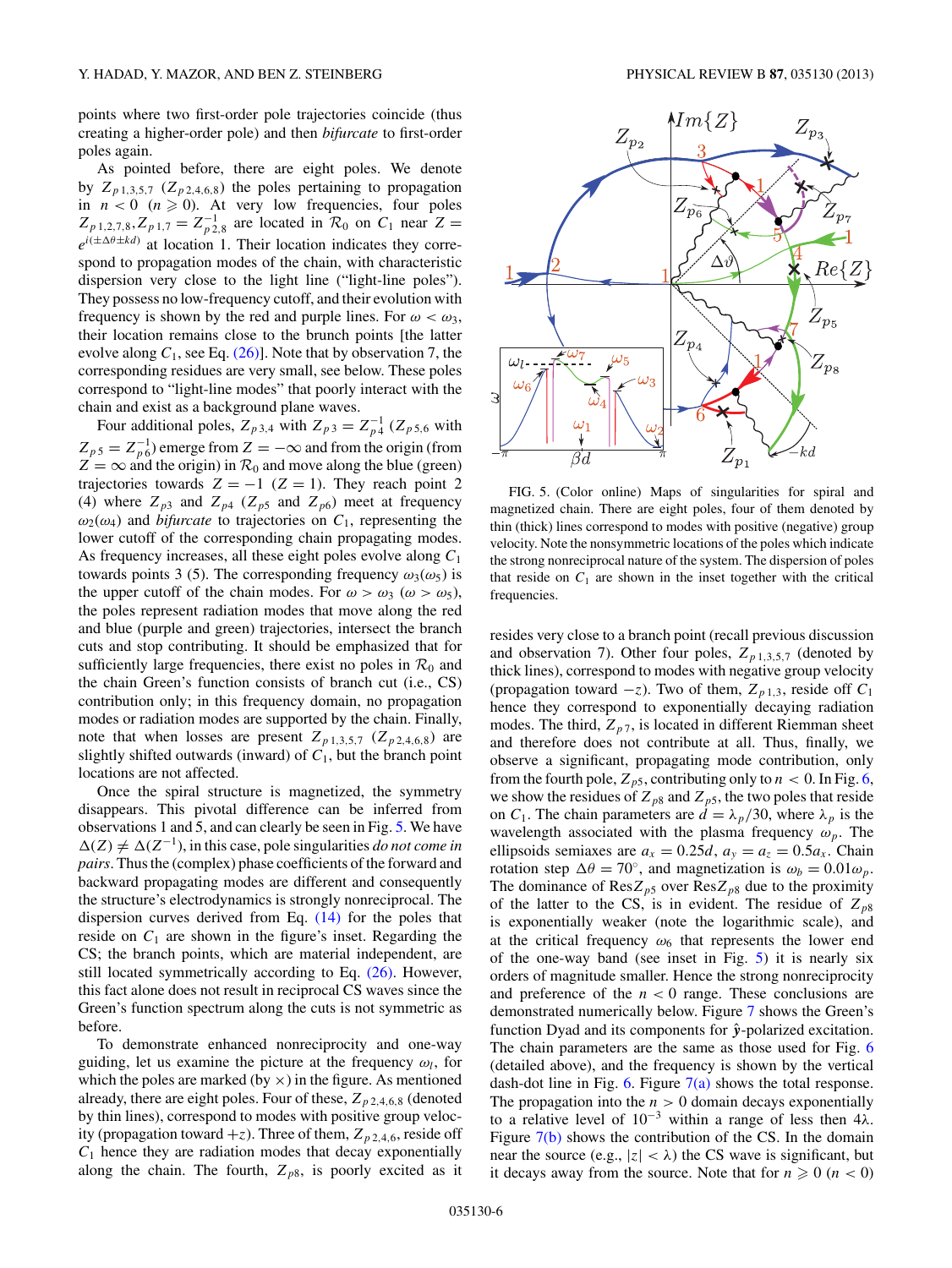points where two first-order pole trajectories coincide (thus creating a higher-order pole) and then *bifurcate* to first-order poles again.

As pointed before, there are eight poles. We denote by $Z_{p\,1,3,5,7}$ ($Z_{p\,2,4,6,8}$) the poles pertaining to propagation in $n < 0$ ($n \geqslant 0$). At very low frequencies, four poles $Z_{p\,1,2,7,8}, Z_{p\,1,7} = Z_{p\,2,8}^{-1}$ are located in $\mathcal{R}_0$ on $C_1$ near $Z = e^{i(\pm\Delta\theta\pm kd)}$ at location 1. Their location indicates they correspond to propagation modes of the chain, with characteristic dispersion very close to the light line ("light-line poles"). They possess no low-frequency cutoff, and their evolution with frequency is shown by the red and purple lines. For $\omega < \omega_3$, their location remains close to the brunch points [the latter evolve along $C_1$, see Eq. (26)]. Note that by observation 7, the corresponding residues are very small, see below. These poles correspond to "light-line modes" that poorly interact with the chain and exist as a background plane waves.

Four additional poles, $Z_{p\,3,4}$ with $Z_{p\,3} = Z_{p\,4}^{-1}$ ($Z_{p\,5,6}$ with $Z_{p\,5} = Z_{p\,6}^{-1}$) emerge from $Z = -\infty$ and from the origin (from $Z = \infty$ and the origin) in $\mathcal{R}_0$ and move along the blue (green) trajectories towards $Z = -1$ ($Z = 1$). They reach point 2 (4) where $Z_{p3}$ and $Z_{p4}$ ($Z_{p5}$ and $Z_{p6}$) meet at frequency $\omega_2(\omega_4)$ and *bifurcate* to trajectories on $C_1$, representing the lower cutoff of the chain propagating modes. As frequency increases, all these eight poles evolve along $C_1$ towards points 3 (5). The corresponding frequency $\omega_3(\omega_5)$ is the upper cutoff of the chain modes. For $\omega > \omega_3$ ($\omega > \omega_5$), the poles represent radiation modes that move along the red and blue (purple and green) trajectories, intersect the branch cuts and stop contributing. It should be emphasized that for sufficiently large frequencies, there exist no poles in $\mathcal{R}_0$ and the chain Green's function consists of branch cut (i.e., CS) contribution only; in this frequency domain, no propagation modes or radiation modes are supported by the chain. Finally, note that when losses are present $Z_{p\,1,3,5,7}$ ($Z_{p\,2,4,6,8}$) are slightly shifted outwards (inward) of $C_1$, but the branch point locations are not affected.

Once the spiral structure is magnetized, the symmetry disappears. This pivotal difference can be inferred from observations 1 and 5, and can clearly be seen in Fig. 5. We have $\Delta(Z) \neq \Delta(Z^{-1})$, in this case, pole singularities *do not come in pairs*. Thus the (complex) phase coefficients of the forward and backward propagating modes are different and consequently the structure's electrodynamics is strongly nonreciprocal. The dispersion curves derived from Eq. (14) for the poles that reside on $C_1$ are shown in the figure's inset. Regarding the CS; the branch points, which are material independent, are still located symmetrically according to Eq. (26). However, this fact alone does not result in reciprocal CS waves since the Green's function spectrum along the cuts is not symmetric as before.

To demonstrate enhanced nonreciprocity and one-way guiding, let us examine the picture at the frequency $\omega_l$, for which the poles are marked (by $\times$) in the figure. As mentioned already, there are eight poles. Four of these, $Z_{p\,2,4,6,8}$ (denoted by thin lines), correspond to modes with positive group velocity (propagation toward $+z$). Three of them, $Z_{p\,2,4,6}$, reside off $C_1$ hence they are radiation modes that decay exponentially along the chain. The fourth, $Z_{p8}$, is poorly excited as it

FIG. 5. (Color online) Maps of singularities for spiral and magnetized chain. There are eight poles, four of them denoted by thin (thick) lines correspond to modes with positive (negative) group velocity. Note the nonsymmetric locations of the poles which indicate the strong nonreciprocal nature of the system. The dispersion of poles that reside on $C_1$ are shown in the inset together with the critical frequencies.

resides very close to a branch point (recall previous discussion and observation 7). Other four poles, $Z_{p\,1,3,5,7}$ (denoted by thick lines), correspond to modes with negative group velocity (propagation toward $-z$). Two of them, $Z_{p\,1,3}$, reside off $C_1$ hence they correspond to exponentially decaying radiation modes. The third, $Z_{p\,7}$, is located in different Riemman sheet and therefore does not contribute at all. Thus, finally, we observe a significant, propagating mode contribution, only from the fourth pole, $Z_{p5}$, contributing only to $n < 0$. In Fig. 6, we show the residues of $Z_{p8}$ and $Z_{p5}$, the two poles that reside on $C_1$. The chain parameters are $d = \lambda_p/30$, where $\lambda_p$ is the wavelength associated with the plasma frequency $\omega_p$. The ellipsoids semiaxes are $a_x = 0.25d$, $a_y = a_z = 0.5a_x$. Chain rotation step $\Delta\theta = 70^\circ$, and magnetization is $\omega_b = 0.01\omega_p$. The dominance of $\text{Res}Z_{p5}$ over $\text{Res}Z_{p8}$ due to the proximity of the latter to the CS, is in evident. The residue of $Z_{p8}$ is exponentially weaker (note the logarithmic scale), and at the critical frequency $\omega_6$ that represents the lower end of the one-way band (see inset in Fig. 5) it is nearly six orders of magnitude smaller. Hence the strong nonreciprocity and preference of the $n < 0$ range. These conclusions are demonstrated numerically below. Figure 7 shows the Green's function Dyad and its components for $\hat{\mathbf{y}}$-polarized excitation. The chain parameters are the same as those used for Fig. 6 (detailed above), and the frequency is shown by the vertical dash-dot line in Fig. 6. Figure 7(a) shows the total response. The propagation into the $n > 0$ domain decays exponentially to a relative level of $10^{-3}$ within a range of less then $4\lambda$. Figure 7(b) shows the contribution of the CS. In the domain near the source (e.g., $|z| < \lambda$) the CS wave is significant, but it decays away from the source. Note that for $n \geqslant 0$ ($n < 0$)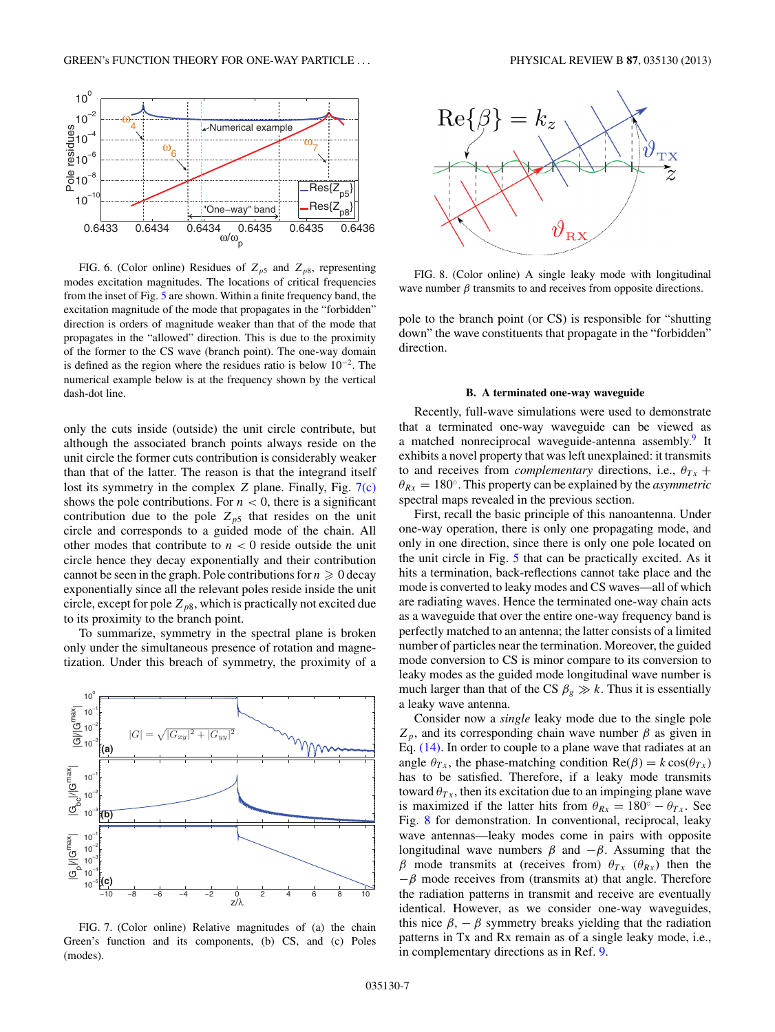FIG. 6. (Color online) Residues of $Z_{p5}$ and $Z_{p8}$, representing modes excitation magnitudes. The locations of critical frequencies from the inset of Fig. 5 are shown. Within a finite frequency band, the excitation magnitude of the mode that propagates in the "forbidden" direction is orders of magnitude weaker than that of the mode that propagates in the "allowed" direction. This is due to the proximity of the former to the CS wave (branch point). The one-way domain is defined as the region where the residues ratio is below $10^{-2}$. The numerical example below is at the frequency shown by the vertical dash-dot line.

only the cuts inside (outside) the unit circle contribute, but although the associated branch points always reside on the unit circle the former cuts contribution is considerably weaker than that of the latter. The reason is that the integrand itself lost its symmetry in the complex $Z$ plane. Finally, Fig. 7(c) shows the pole contributions. For $n < 0$, there is a significant contribution due to the pole $Z_{p5}$ that resides on the unit circle and corresponds to a guided mode of the chain. All other modes that contribute to $n < 0$ reside outside the unit circle hence they decay exponentially and their contribution cannot be seen in the graph. Pole contributions for $n \geqslant 0$ decay exponentially since all the relevant poles reside inside the unit circle, except for pole $Z_{p8}$, which is practically not excited due to its proximity to the branch point.

To summarize, symmetry in the spectral plane is broken only under the simultaneous presence of rotation and magnetization. Under this breach of symmetry, the proximity of a pole to the branch point (or CS) is responsible for "shutting down" the wave constituents that propagate in the "forbidden" direction.

FIG. 7. (Color online) Relative magnitudes of (a) the chain Green's function and its components, (b) CS, and (c) Poles (modes).

FIG. 8. (Color online) A single leaky mode with longitudinal wave number $\beta$ transmits to and receives from opposite directions.

### B. A terminated one-way waveguide

Recently, full-wave simulations were used to demonstrate that a terminated one-way waveguide can be viewed as a matched nonreciprocal waveguide-antenna assembly.[9] It exhibits a novel property that was left unexplained: it transmits to and receives from *complementary* directions, i.e., $\theta_{Tx} + \theta_{Rx} = 180^{\circ}$. This property can be explained by the *asymmetric* spectral maps revealed in the previous section.

First, recall the basic principle of this nanoantenna. Under one-way operation, there is only one propagating mode, and only in one direction, since there is only one pole located on the unit circle in Fig. 5 that can be practically excited. As it hits a termination, back-reflections cannot take place and the mode is converted to leaky modes and CS waves—all of which are radiating waves. Hence the terminated one-way chain acts as a waveguide that over the entire one-way frequency band is perfectly matched to an antenna; the latter consists of a limited number of particles near the termination. Moreover, the guided mode conversion to CS is minor compare to its conversion to leaky modes as the guided mode longitudinal wave number is much larger than that of the CS $\beta_g \gg k$. Thus it is essentially a leaky wave antenna.

Consider now a *single* leaky mode due to the single pole $Z_p$, and its corresponding chain wave number $\beta$ as given in Eq. (14). In order to couple to a plane wave that radiates at an angle $\theta_{Tx}$, the phase-matching condition $\mathrm{Re}(\beta) = k\cos(\theta_{Tx})$ has to be satisfied. Therefore, if a leaky mode transmits toward $\theta_{Tx}$, then its excitation due to an impinging plane wave is maximized if the latter hits from $\theta_{Rx} = 180^{\circ} - \theta_{Tx}$. See Fig. 8 for demonstration. In conventional, reciprocal, leaky wave antennas—leaky modes come in pairs with opposite longitudinal wave numbers $\beta$ and $-\beta$. Assuming that the $\beta$ mode transmits at (receives from) $\theta_{Tx}$ ($\theta_{Rx}$) then the $-\beta$ mode receives from (transmits at) that angle. Therefore the radiation patterns in transmit and receive are eventually identical. However, as we consider one-way waveguides, this nice $\beta, -\beta$ symmetry breaks yielding that the radiation patterns in Tx and Rx remain as of a single leaky mode, i.e., in complementary directions as in Ref. 9.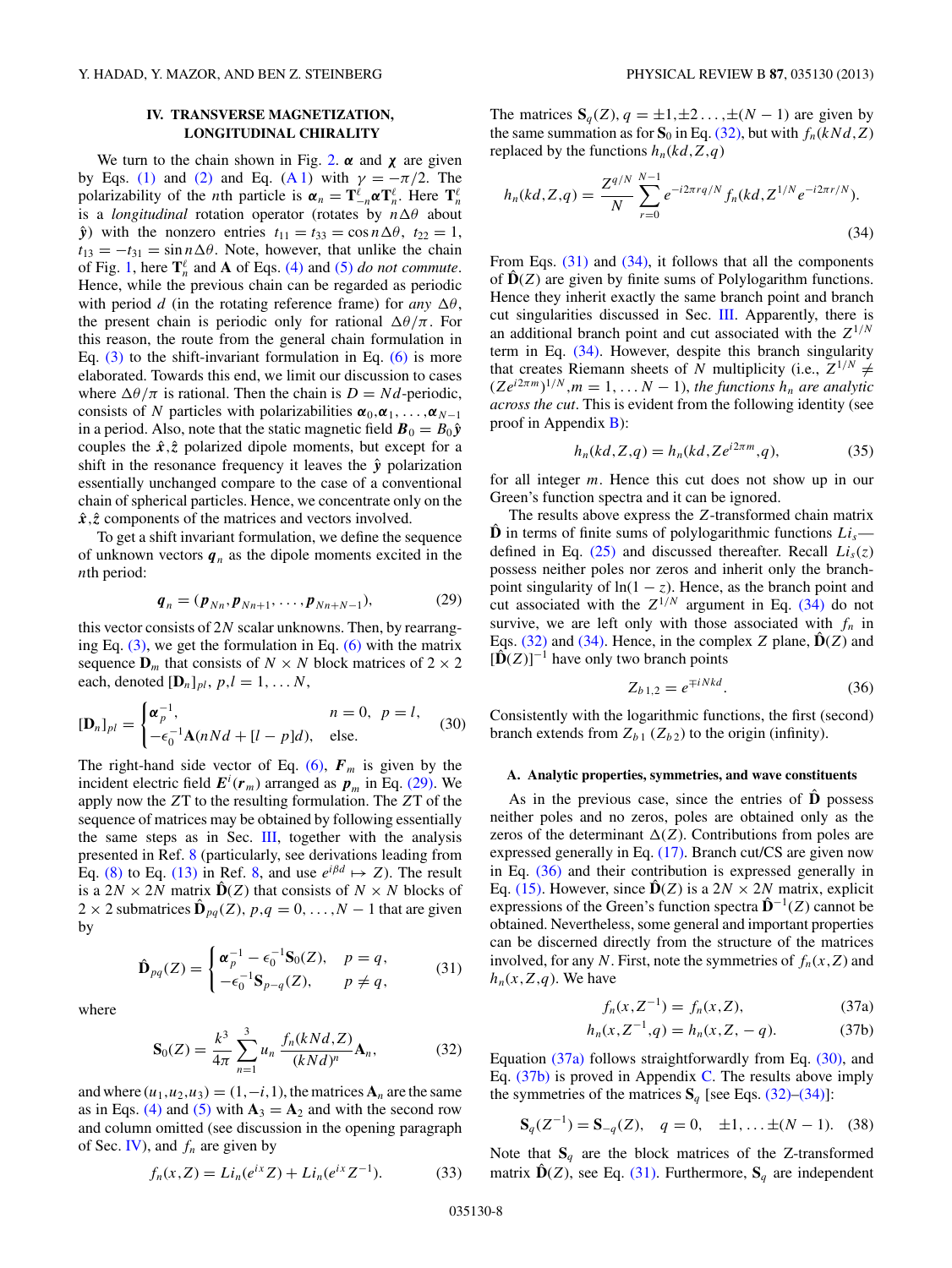## IV. TRANSVERSE MAGNETIZATION, LONGITUDINAL CHIRALITY

We turn to the chain shown in Fig. 2. $\boldsymbol{\alpha}$ and $\boldsymbol{\chi}$ are given by Eqs. (1) and (2) and Eq. (A 1) with $\gamma = -\pi/2$. The polarizability of the $n$th particle is $\boldsymbol{\alpha}_n = \mathbf{T}^{\ell}_{-n}\boldsymbol{\alpha}\mathbf{T}^{\ell}_{n}$. Here $\mathbf{T}^{\ell}_{n}$ is a *longitudinal* rotation operator (rotates by $n\Delta\theta$ about $\hat{\mathbf{y}}$) with the nonzero entries $t_{11} = t_{33} = \cos n\Delta\theta$, $t_{22} = 1$, $t_{13} = -t_{31} = \sin n\Delta\theta$. Note, however, that unlike the chain of Fig. 1, here $\mathbf{T}^{\ell}_{n}$ and $\mathbf{A}$ of Eqs. (4) and (5) *do not commute*. Hence, while the previous chain can be regarded as periodic with period $d$ (in the rotating reference frame) for *any* $\Delta\theta$, the present chain is periodic only for rational $\Delta\theta/\pi$. For this reason, the route from the general chain formulation in Eq. (3) to the shift-invariant formulation in Eq. (6) is more elaborated. Towards this end, we limit our discussion to cases where $\Delta\theta/\pi$ is rational. Then the chain is $D = Nd$-periodic, consists of $N$ particles with polarizabilities $\boldsymbol{\alpha}_0,\boldsymbol{\alpha}_1,\ldots,\boldsymbol{\alpha}_{N-1}$ in a period. Also, note that the static magnetic field $\boldsymbol{B}_0 = B_0\hat{\mathbf{y}}$ couples the $\hat{\mathbf{x}},\hat{\mathbf{z}}$ polarized dipole moments, but except for a shift in the resonance frequency it leaves the $\hat{\mathbf{y}}$ polarization essentially unchanged compare to the case of a conventional chain of spherical particles. Hence, we concentrate only on the $\hat{\mathbf{x}},\hat{\mathbf{z}}$ components of the matrices and vectors involved.

To get a shift invariant formulation, we define the sequence of unknown vectors $\boldsymbol{q}_n$ as the dipole moments excited in the $n$th period:

$$\boldsymbol{q}_n = (\boldsymbol{p}_{Nn},\boldsymbol{p}_{Nn+1},\ldots,\boldsymbol{p}_{Nn+N-1}), \tag{29}$$

this vector consists of $2N$ scalar unknowns. Then, by rearranging Eq. (3), we get the formulation in Eq. (6) with the matrix sequence $\mathbf{D}_m$ that consists of $N\times N$ block matrices of $2\times 2$ each, denoted $[\mathbf{D}_n]_{pl}$, $p,l = 1,\ldots N$,

$$[\mathbf{D}_n]_{pl} = \begin{cases} \boldsymbol{\alpha}_p^{-1}, & n = 0,\ p = l,\\ -\epsilon_0^{-1}\mathbf{A}(nNd + [l-p]d), & \text{else.}\end{cases} \tag{30}$$

The right-hand side vector of Eq. (6), $\boldsymbol{F}_m$ is given by the incident electric field $\boldsymbol{E}^i(\boldsymbol{r}_m)$ arranged as $\boldsymbol{p}_m$ in Eq. (29). We apply now the ZT to the resulting formulation. The ZT of the sequence of matrices may be obtained by following essentially the same steps as in Sec. III, together with the analysis presented in Ref. 8 (particularly, see derivations leading from Eq. (8) to Eq. (13) in Ref. 8, and use $e^{i\beta d}\mapsto Z$). The result is a $2N\times 2N$ matrix $\hat{\mathbf{D}}(Z)$ that consists of $N\times N$ blocks of $2\times 2$ submatrices $\hat{\mathbf{D}}_{pq}(Z)$, $p,q = 0,\ldots,N-1$ that are given by

$$\hat{\mathbf{D}}_{pq}(Z) = \begin{cases} \boldsymbol{\alpha}_p^{-1} - \epsilon_0^{-1}\mathbf{S}_0(Z), & p = q,\\ -\epsilon_0^{-1}\mathbf{S}_{p-q}(Z), & p\neq q,\end{cases} \tag{31}$$

where

$$\mathbf{S}_0(Z) = \frac{k^3}{4\pi}\sum_{n=1}^{3} u_n \frac{f_n(kNd,Z)}{(kNd)^n}\mathbf{A}_n, \tag{32}$$

and where $(u_1,u_2,u_3) = (1,-i,1)$, the matrices $\mathbf{A}_n$ are the same as in Eqs. (4) and (5) with $\mathbf{A}_3 = \mathbf{A}_2$ and with the second row and column omitted (see discussion in the opening paragraph of Sec. IV), and $f_n$ are given by

$$f_n(x,Z) = Li_n(e^{ix}Z) + Li_n(e^{ix}Z^{-1}). \tag{33}$$

The matrices $\mathbf{S}_q(Z)$, $q = \pm 1,\pm 2\ldots,\pm(N-1)$ are given by the same summation as for $\mathbf{S}_0$ in Eq. (32), but with $f_n(kNd,Z)$ replaced by the functions $h_n(kd,Z,q)$

$$h_n(kd,Z,q) = \frac{Z^{q/N}}{N}\sum_{r=0}^{N-1} e^{-i2\pi rq/N} f_n(kd, Z^{1/N}e^{-i2\pi r/N}). \tag{34}$$

From Eqs. (31) and (34), it follows that all the components of $\hat{\mathbf{D}}(Z)$ are given by finite sums of Polylogarithm functions. Hence they inherit exactly the same branch point and branch cut singularities discussed in Sec. III. Apparently, there is an additional branch point and cut associated with the $Z^{1/N}$ term in Eq. (34). However, despite this branch singularity that creates Riemann sheets of $N$ multiplicity (i.e., $Z^{1/N}\neq (Ze^{i2\pi m})^{1/N}, m = 1,\ldots N-1$), *the functions $h_n$ are analytic across the cut*. This is evident from the following identity (see proof in Appendix B):

$$h_n(kd,Z,q) = h_n(kd,Ze^{i2\pi m},q), \tag{35}$$

for all integer $m$. Hence this cut does not show up in our Green's function spectra and it can be ignored.

The results above express the $Z$-transformed chain matrix $\hat{\mathbf{D}}$ in terms of finite sums of polylogarithmic functions $Li_s$—defined in Eq. (25) and discussed thereafter. Recall $Li_s(z)$ possess neither poles nor zeros and inherit only the branch-point singularity of $\ln(1-z)$. Hence, as the branch point and cut associated with the $Z^{1/N}$ argument in Eq. (34) do not survive, we are left only with those associated with $f_n$ in Eqs. (32) and (34). Hence, in the complex $Z$ plane, $\hat{\mathbf{D}}(Z)$ and $[\hat{\mathbf{D}}(Z)]^{-1}$ have only two branch points

$$Z_{b\,1,2} = e^{\mp iNkd}. \tag{36}$$

Consistently with the logarithmic functions, the first (second) branch extends from $Z_{b1}$ ($Z_{b2}$) to the origin (infinity).

### A. Analytic properties, symmetries, and wave constituents

As in the previous case, since the entries of $\hat{\mathbf{D}}$ possess neither poles and no zeros, poles are obtained only as the zeros of the determinant $\Delta(Z)$. Contributions from poles are expressed generally in Eq. (17). Branch cut/CS are given now in Eq. (36) and their contribution is expressed generally in Eq. (15). However, since $\hat{\mathbf{D}}(Z)$ is a $2N\times 2N$ matrix, explicit expressions of the Green's function spectra $\hat{\mathbf{D}}^{-1}(Z)$ cannot be obtained. Nevertheless, some general and important properties can be discerned directly from the structure of the matrices involved, for any $N$. First, note the symmetries of $f_n(x,Z)$ and $h_n(x,Z,q)$. We have

$$f_n(x,Z^{-1}) = f_n(x,Z), \tag{37a}$$

$$h_n(x,Z^{-1},q) = h_n(x,Z,-q). \tag{37b}$$

Equation (37a) follows straightforwardly from Eq. (30), and Eq. (37b) is proved in Appendix C. The results above imply the symmetries of the matrices $\mathbf{S}_q$ [see Eqs. (32)–(34)]:

$$\mathbf{S}_q(Z^{-1}) = \mathbf{S}_{-q}(Z),\quad q = 0,\quad \pm 1,\ldots \pm(N-1). \tag{38}$$

Note that $\mathbf{S}_q$ are the block matrices of the Z-transformed matrix $\hat{\mathbf{D}}(Z)$, see Eq. (31). Furthermore, $\mathbf{S}_q$ are independent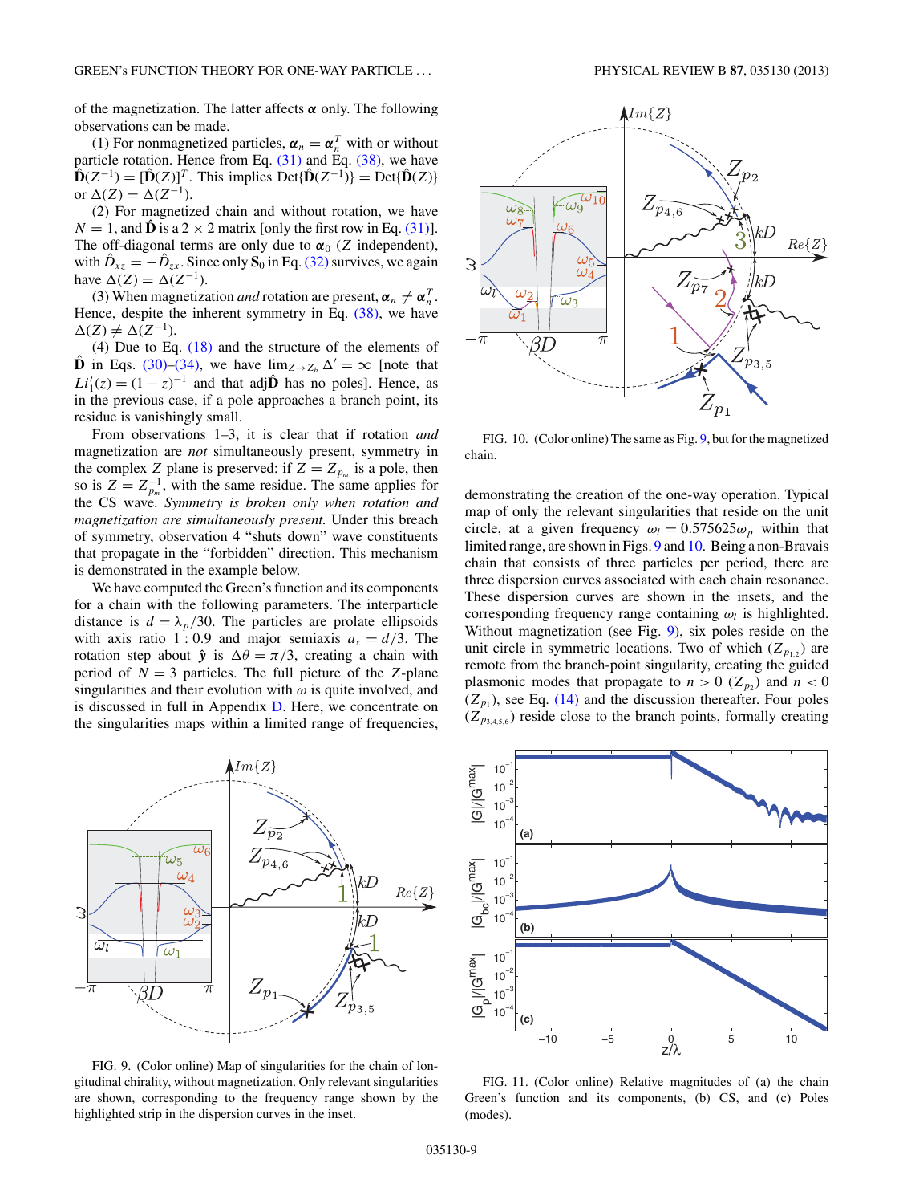of the magnetization. The latter affects $\boldsymbol{\alpha}$ only. The following observations can be made.

(1) For nonmagnetized particles, $\boldsymbol{\alpha}_n = \boldsymbol{\alpha}_n^T$ with or without particle rotation. Hence from Eq. (31) and Eq. (38), we have $\hat{\mathbf{D}}(Z^{-1}) = [\hat{\mathbf{D}}(Z)]^T$. This implies $\text{Det}\{\hat{\mathbf{D}}(Z^{-1})\} = \text{Det}\{\hat{\mathbf{D}}(Z)\}$ or $\Delta(Z) = \Delta(Z^{-1})$.

(2) For magnetized chain and without rotation, we have $N = 1$, and $\hat{\mathbf{D}}$ is a $2 \times 2$ matrix [only the first row in Eq. (31)]. The off-diagonal terms are only due to $\boldsymbol{\alpha}_0$ ($Z$ independent), with $\hat{D}_{xz} = -\hat{D}_{zx}$. Since only $\mathbf{S}_0$ in Eq. (32) survives, we again have $\Delta(Z) = \Delta(Z^{-1})$.

(3) When magnetization *and* rotation are present, $\boldsymbol{\alpha}_n \neq \boldsymbol{\alpha}_n^T$. Hence, despite the inherent symmetry in Eq. (38), we have $\Delta(Z) \neq \Delta(Z^{-1})$.

(4) Due to Eq. (18) and the structure of the elements of $\hat{\mathbf{D}}$ in Eqs. (30)–(34), we have $\lim_{Z \to Z_b} \Delta' = \infty$ [note that $Li_1'(z) = (1-z)^{-1}$ and that adj$\hat{\mathbf{D}}$ has no poles]. Hence, as in the previous case, if a pole approaches a branch point, its residue is vanishingly small.

From observations 1–3, it is clear that if rotation *and* magnetization are *not* simultaneously present, symmetry in the complex $Z$ plane is preserved: if $Z = Z_{p_m}$ is a pole, then so is $Z = Z_{p_m}^{-1}$, with the same residue. The same applies for the CS wave. *Symmetry is broken only when rotation and magnetization are simultaneously present.* Under this breach of symmetry, observation 4 "shuts down" wave constituents that propagate in the "forbidden" direction. This mechanism is demonstrated in the example below.

We have computed the Green's function and its components for a chain with the following parameters. The interparticle distance is $d = \lambda_p/30$. The particles are prolate ellipsoids with axis ratio 1 : 0.9 and major semiaxis $a_x = d/3$. The rotation step about $\hat{\mathbf{y}}$ is $\Delta\theta = \pi/3$, creating a chain with period of $N = 3$ particles. The full picture of the $Z$-plane singularities and their evolution with $\omega$ is quite involved, and is discussed in full in Appendix D. Here, we concentrate on the singularities maps within a limited range of frequencies, demonstrating the creation of the one-way operation. Typical map of only the relevant singularities that reside on the unit circle, at a given frequency $\omega_l = 0.575625\omega_p$ within that limited range, are shown in Figs. 9 and 10. Being a non-Bravais chain that consists of three particles per period, there are three dispersion curves associated with each chain resonance. These dispersion curves are shown in the insets, and the corresponding frequency range containing $\omega_l$ is highlighted. Without magnetization (see Fig. 9), six poles reside on the unit circle in symmetric locations. Two of which ($Z_{p_{1,2}}$) are remote from the branch-point singularity, creating the guided plasmonic modes that propagate to $n > 0$ ($Z_{p_2}$) and $n < 0$ ($Z_{p_1}$), see Eq. (14) and the discussion thereafter. Four poles ($Z_{p_{3,4,5,6}}$) reside close to the branch points, formally creating

FIG. 9. (Color online) Map of singularities for the chain of longitudinal chirality, without magnetization. Only relevant singularities are shown, corresponding to the frequency range shown by the highlighted strip in the dispersion curves in the inset.

FIG. 10. (Color online) The same as Fig. 9, but for the magnetized chain.

FIG. 11. (Color online) Relative magnitudes of (a) the chain Green's function and its components, (b) CS, and (c) Poles (modes).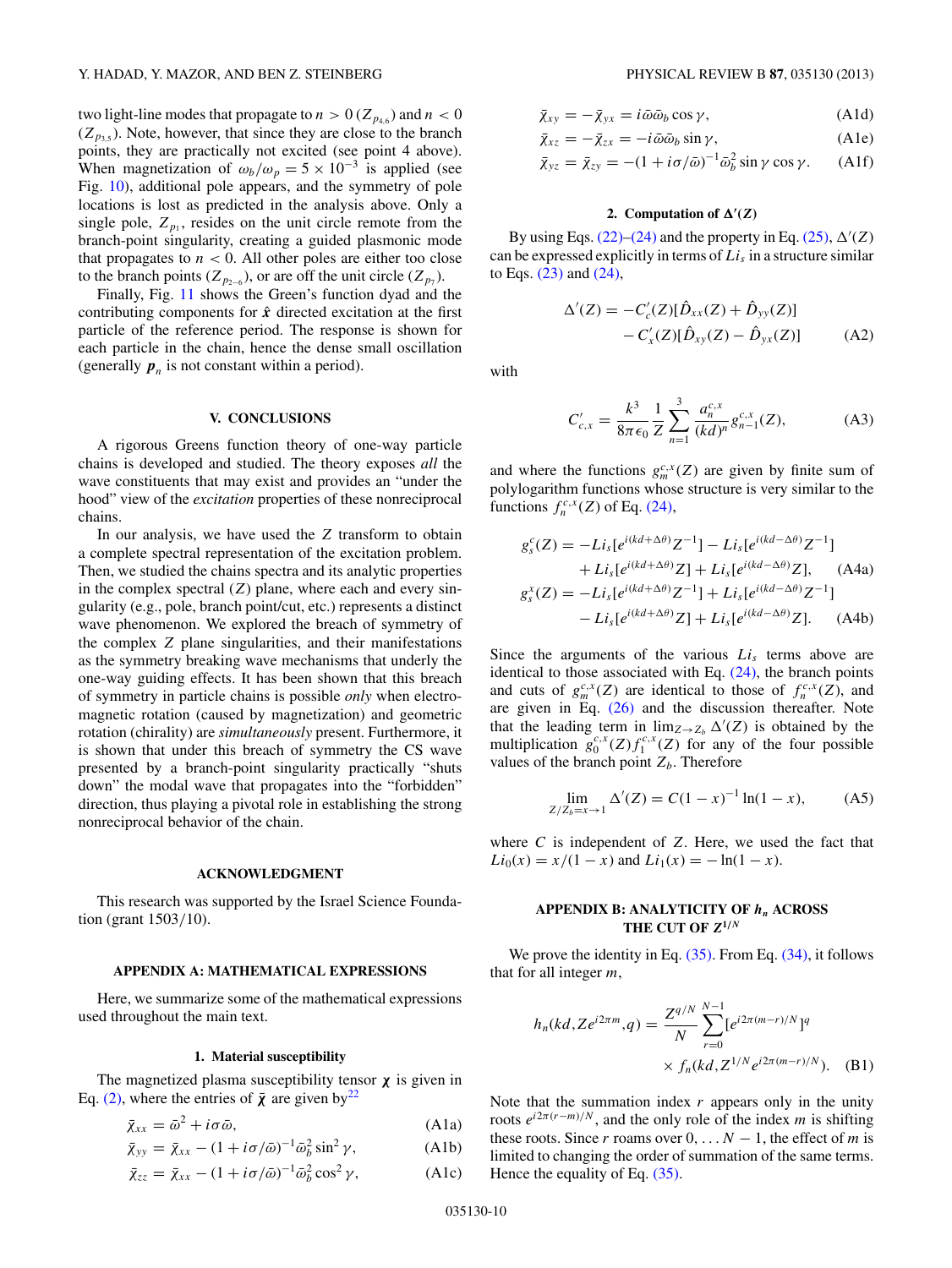two light-line modes that propagate to $n > 0$ ($Z_{p_{4,6}}$) and $n < 0$ ($Z_{p_{3,5}}$). Note, however, that since they are close to the branch points, they are practically not excited (see point 4 above). When magnetization of $\omega_b/\omega_p = 5 \times 10^{-3}$ is applied (see Fig. 10), additional pole appears, and the symmetry of pole locations is lost as predicted in the analysis above. Only a single pole, $Z_{p_1}$, resides on the unit circle remote from the branch-point singularity, creating a guided plasmonic mode that propagates to $n < 0$. All other poles are either too close to the branch points ($Z_{p_{2-6}}$), or are off the unit circle ($Z_{p_7}$).

Finally, Fig. 11 shows the Green's function dyad and the contributing components for $\hat{\boldsymbol{x}}$ directed excitation at the first particle of the reference period. The response is shown for each particle in the chain, hence the dense small oscillation (generally $\boldsymbol{p}_n$ is not constant within a period).

## V. CONCLUSIONS

A rigorous Greens function theory of one-way particle chains is developed and studied. The theory exposes *all* the wave constituents that may exist and provides an "under the hood" view of the *excitation* properties of these nonreciprocal chains.

In our analysis, we have used the $Z$ transform to obtain a complete spectral representation of the excitation problem. Then, we studied the chains spectra and its analytic properties in the complex spectral ($Z$) plane, where each and every singularity (e.g., pole, branch point/cut, etc.) represents a distinct wave phenomenon. We explored the breach of symmetry of the complex $Z$ plane singularities, and their manifestations as the symmetry breaking wave mechanisms that underly the one-way guiding effects. It has been shown that this breach of symmetry in particle chains is possible *only* when electromagnetic rotation (caused by magnetization) and geometric rotation (chirality) are *simultaneously* present. Furthermore, it is shown that under this breach of symmetry the CS wave presented by a branch-point singularity practically "shuts down" the modal wave that propagates into the "forbidden" direction, thus playing a pivotal role in establishing the strong nonreciprocal behavior of the chain.

## ACKNOWLEDGMENT

This research was supported by the Israel Science Foundation (grant 1503/10).

## APPENDIX A: MATHEMATICAL EXPRESSIONS

Here, we summarize some of the mathematical expressions used throughout the main text.

### 1. Material susceptibility

The magnetized plasma susceptibility tensor $\boldsymbol{\chi}$ is given in Eq. (2), where the entries of $\bar{\boldsymbol{\chi}}$ are given by[22]

$$\bar{\chi}_{xx} = \bar{\omega}^2 + i\sigma\bar{\omega}, \tag{A1a}$$

$$\bar{\chi}_{yy} = \bar{\chi}_{xx} - (1 + i\sigma/\bar{\omega})^{-1}\bar{\omega}_b^2 \sin^2\gamma, \tag{A1b}$$

$$\bar{\chi}_{zz} = \bar{\chi}_{xx} - (1 + i\sigma/\bar{\omega})^{-1}\bar{\omega}_b^2 \cos^2\gamma, \tag{A1c}$$

$$\bar{\chi}_{xy} = -\bar{\chi}_{yx} = i\bar{\omega}\bar{\omega}_b \cos\gamma, \tag{A1d}$$

$$\bar{\chi}_{xz} = -\bar{\chi}_{zx} = -i\bar{\omega}\bar{\omega}_b \sin\gamma, \tag{A1e}$$

$$\bar{\chi}_{yz} = \bar{\chi}_{zy} = -(1 + i\sigma/\bar{\omega})^{-1}\bar{\omega}_b^2 \sin\gamma\cos\gamma. \tag{A1f}$$

### 2. Computation of $\Delta'(Z)$

By using Eqs. (22)–(24) and the property in Eq. (25), $\Delta'(Z)$ can be expressed explicitly in terms of $Li_s$ in a structure similar to Eqs. (23) and (24),

$$\Delta'(Z) = -C_c'(Z)[\hat{D}_{xx}(Z) + \hat{D}_{yy}(Z)] - C_x'(Z)[\hat{D}_{xy}(Z) - \hat{D}_{yx}(Z)] \tag{A2}$$

with

$$C_{c,x}' = \frac{k^3}{8\pi\epsilon_0}\frac{1}{Z}\sum_{n=1}^{3}\frac{a_n^{c,x}}{(kd)^n}g_{n-1}^{c,x}(Z), \tag{A3}$$

and where the functions $g_m^{c,x}(Z)$ are given by finite sum of polylogarithm functions whose structure is very similar to the functions $f_n^{c,x}(Z)$ of Eq. (24),

$$g_s^c(Z) = -Li_s[e^{i(kd+\Delta\theta)}Z^{-1}] - Li_s[e^{i(kd-\Delta\theta)}Z^{-1}] + Li_s[e^{i(kd+\Delta\theta)}Z] + Li_s[e^{i(kd-\Delta\theta)}Z], \tag{A4a}$$

$$g_s^x(Z) = -Li_s[e^{i(kd+\Delta\theta)}Z^{-1}] + Li_s[e^{i(kd-\Delta\theta)}Z^{-1}] - Li_s[e^{i(kd+\Delta\theta)}Z] + Li_s[e^{i(kd-\Delta\theta)}Z]. \tag{A4b}$$

Since the arguments of the various $Li_s$ terms above are identical to those associated with Eq. (24), the branch points and cuts of $g_m^{c,x}(Z)$ are identical to those of $f_n^{c,x}(Z)$, and are given in Eq. (26) and the discussion thereafter. Note that the leading term in $\lim_{Z\to Z_b}\Delta'(Z)$ is obtained by the multiplication $g_0^{c,x}(Z)f_1^{c,x}(Z)$ for any of the four possible values of the branch point $Z_b$. Therefore

$$\lim_{Z/Z_b = x \to 1}\Delta'(Z) = C(1-x)^{-1}\ln(1-x), \tag{A5}$$

where $C$ is independent of $Z$. Here, we used the fact that $Li_0(x) = x/(1-x)$ and $Li_1(x) = -\ln(1-x)$.

## APPENDIX B: ANALYTICITY OF $h_n$ ACROSS THE CUT OF $Z^{1/N}$

We prove the identity in Eq. (35). From Eq. (34), it follows that for all integer $m$,

$$h_n(kd, Ze^{i2\pi m}, q) = \frac{Z^{q/N}}{N}\sum_{r=0}^{N-1}[e^{i2\pi(m-r)/N}]^q \times f_n(kd, Z^{1/N}e^{i2\pi(m-r)/N}). \tag{B1}$$

Note that the summation index $r$ appears only in the unity roots $e^{i2\pi(r-m)/N}$, and the only role of the index $m$ is shifting these roots. Since $r$ roams over $0,\ldots N-1$, the effect of $m$ is limited to changing the order of summation of the same terms. Hence the equality of Eq. (35).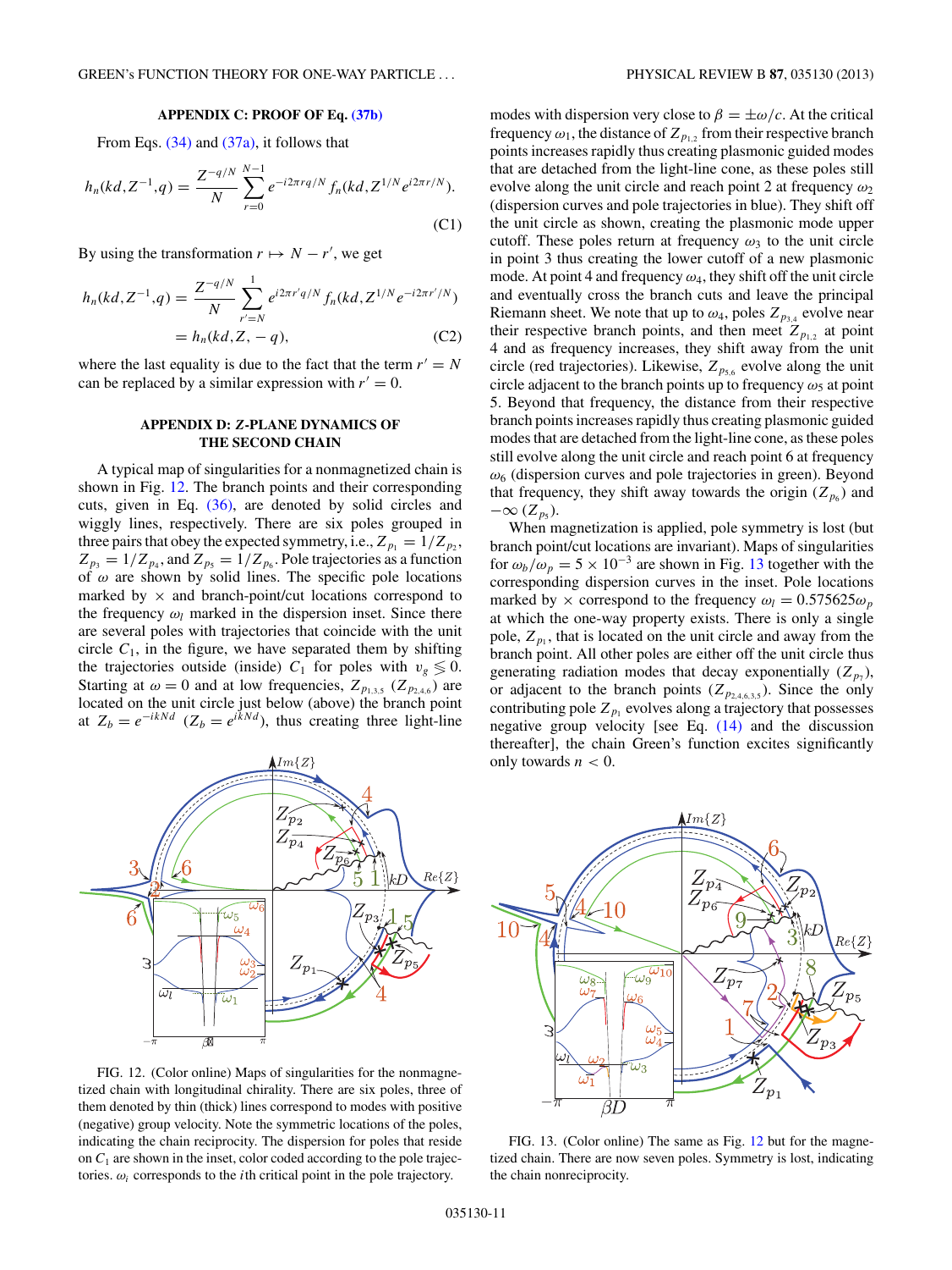## APPENDIX C: PROOF OF Eq. (37b)

From Eqs. (34) and (37a), it follows that

$$h_n(kd, Z^{-1}, q) = \frac{Z^{-q/N}}{N} \sum_{r=0}^{N-1} e^{-i2\pi rq/N} f_n(kd, Z^{1/N} e^{i2\pi r/N}). \tag{C1}$$

By using the transformation $r \mapsto N - r'$, we get

$$\begin{aligned} h_n(kd, Z^{-1}, q) &= \frac{Z^{-q/N}}{N} \sum_{r'=N}^{1} e^{i2\pi r' q/N} f_n(kd, Z^{1/N} e^{-i2\pi r'/N}) \\ &= h_n(kd, Z, -q), \end{aligned} \tag{C2}$$

where the last equality is due to the fact that the term $r' = N$ can be replaced by a similar expression with $r' = 0$.

## APPENDIX D: Z-PLANE DYNAMICS OF THE SECOND CHAIN

A typical map of singularities for a nonmagnetized chain is shown in Fig. 12. The branch points and their corresponding cuts, given in Eq. (36), are denoted by solid circles and wiggly lines, respectively. There are six poles grouped in three pairs that obey the expected symmetry, i.e., $Z_{p_1} = 1/Z_{p_2}$, $Z_{p_3} = 1/Z_{p_4}$, and $Z_{p_5} = 1/Z_{p_6}$. Pole trajectories as a function of $\omega$ are shown by solid lines. The specific pole locations marked by $\times$ and branch-point/cut locations correspond to the frequency $\omega_l$ marked in the dispersion inset. Since there are several poles with trajectories that coincide with the unit circle $C_1$, in the figure, we have separated them by shifting the trajectories outside (inside) $C_1$ for poles with $v_g \lessgtr 0$. Starting at $\omega = 0$ and at low frequencies, $Z_{p_{1,3,5}}$ ($Z_{p_{2,4,6}}$) are located on the unit circle just below (above) the branch point at $Z_b = e^{-ikNd}$ ($Z_b = e^{ikNd}$), thus creating three light-line modes with dispersion very close to $\beta = \pm\omega/c$. At the critical frequency $\omega_1$, the distance of $Z_{p_{1,2}}$ from their respective branch points increases rapidly thus creating plasmonic guided modes that are detached from the light-line cone, as these poles still evolve along the unit circle and reach point 2 at frequency $\omega_2$ (dispersion curves and pole trajectories in blue). They shift off the unit circle as shown, creating the plasmonic mode upper cutoff. These poles return at frequency $\omega_3$ to the unit circle in point 3 thus creating the lower cutoff of a new plasmonic mode. At point 4 and frequency $\omega_4$, they shift off the unit circle and eventually cross the branch cuts and leave the principal Riemann sheet. We note that up to $\omega_4$, poles $Z_{p_{3,4}}$ evolve near their respective branch points, and then meet $Z_{p_{1,2}}$ at point 4 and as frequency increases, they shift away from the unit circle (red trajectories). Likewise, $Z_{p_{5,6}}$ evolve along the unit circle adjacent to the branch points up to frequency $\omega_5$ at point 5. Beyond that frequency, the distance from their respective branch points increases rapidly thus creating plasmonic guided modes that are detached from the light-line cone, as these poles still evolve along the unit circle and reach point 6 at frequency $\omega_6$ (dispersion curves and pole trajectories in green). Beyond that frequency, they shift away towards the origin ($Z_{p_6}$) and $-\infty$ ($Z_{p_5}$).

When magnetization is applied, pole symmetry is lost (but branch point/cut locations are invariant). Maps of singularities for $\omega_b/\omega_p = 5 \times 10^{-3}$ are shown in Fig. 13 together with the corresponding dispersion curves in the inset. Pole locations marked by $\times$ correspond to the frequency $\omega_l = 0.575625\omega_p$ at which the one-way property exists. There is only a single pole, $Z_{p_1}$, that is located on the unit circle and away from the branch point. All other poles are either off the unit circle thus generating radiation modes that decay exponentially ($Z_{p_7}$), or adjacent to the branch points ($Z_{p_{2,4,6,3,5}}$). Since the only contributing pole $Z_{p_1}$ evolves along a trajectory that possesses negative group velocity [see Eq. (14) and the discussion thereafter], the chain Green's function excites significantly only towards $n < 0$.

FIG. 12. (Color online) Maps of singularities for the nonmagnetized chain with longitudinal chirality. There are six poles, three of them denoted by thin (thick) lines correspond to modes with positive (negative) group velocity. Note the symmetric locations of the poles, indicating the chain reciprocity. The dispersion for poles that reside on $C_1$ are shown in the inset, color coded according to the pole trajectories. $\omega_i$ corresponds to the $i$th critical point in the pole trajectory.

FIG. 13. (Color online) The same as Fig. 12 but for the magnetized chain. There are now seven poles. Symmetry is lost, indicating the chain nonreciprocity.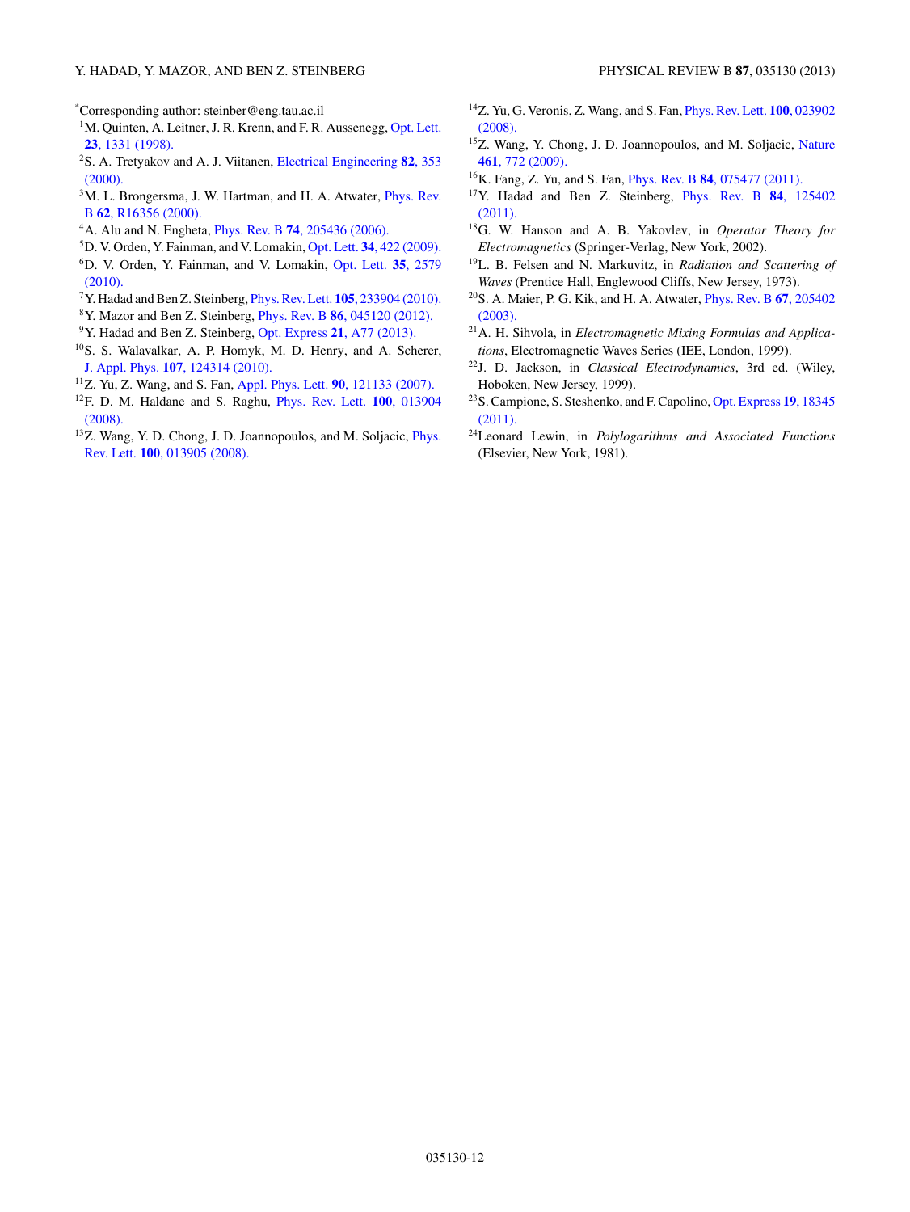[*]Corresponding author: steinber@eng.tau.ac.il

[1]M. Quinten, A. Leitner, J. R. Krenn, and F. R. Aussenegg, Opt. Lett. **23**, 1331 (1998).

[2]S. A. Tretyakov and A. J. Viitanen, Electrical Engineering **82**, 353 (2000).

[3]M. L. Brongersma, J. W. Hartman, and H. A. Atwater, Phys. Rev. B **62**, R16356 (2000).

[4]A. Alu and N. Engheta, Phys. Rev. B **74**, 205436 (2006).

[5]D. V. Orden, Y. Fainman, and V. Lomakin, Opt. Lett. **34**, 422 (2009).

[6]D. V. Orden, Y. Fainman, and V. Lomakin, Opt. Lett. **35**, 2579 (2010).

[7]Y. Hadad and Ben Z. Steinberg, Phys. Rev. Lett. **105**, 233904 (2010).

[8]Y. Mazor and Ben Z. Steinberg, Phys. Rev. B **86**, 045120 (2012).

[9]Y. Hadad and Ben Z. Steinberg, Opt. Express **21**, A77 (2013).

[10]S. S. Walavalkar, A. P. Homyk, M. D. Henry, and A. Scherer, J. Appl. Phys. **107**, 124314 (2010).

[11]Z. Yu, Z. Wang, and S. Fan, Appl. Phys. Lett. **90**, 121133 (2007).

[12]F. D. M. Haldane and S. Raghu, Phys. Rev. Lett. **100**, 013904 (2008).

[13]Z. Wang, Y. D. Chong, J. D. Joannopoulos, and M. Soljacic, Phys. Rev. Lett. **100**, 013905 (2008).

[14]Z. Yu, G. Veronis, Z. Wang, and S. Fan, Phys. Rev. Lett. **100**, 023902 (2008).

[15]Z. Wang, Y. Chong, J. D. Joannopoulos, and M. Soljacic, Nature **461**, 772 (2009).

[16]K. Fang, Z. Yu, and S. Fan, Phys. Rev. B **84**, 075477 (2011).

[17]Y. Hadad and Ben Z. Steinberg, Phys. Rev. B **84**, 125402 (2011).

[18]G. W. Hanson and A. B. Yakovlev, in *Operator Theory for Electromagnetics* (Springer-Verlag, New York, 2002).

[19]L. B. Felsen and N. Markuvitz, in *Radiation and Scattering of Waves* (Prentice Hall, Englewood Cliffs, New Jersey, 1973).

[20]S. A. Maier, P. G. Kik, and H. A. Atwater, Phys. Rev. B **67**, 205402 (2003).

[21]A. H. Sihvola, in *Electromagnetic Mixing Formulas and Applications*, Electromagnetic Waves Series (IEE, London, 1999).

[22]J. D. Jackson, in *Classical Electrodynamics*, 3rd ed. (Wiley, Hoboken, New Jersey, 1999).

[23]S. Campione, S. Steshenko, and F. Capolino, Opt. Express **19**, 18345 (2011).

[24]Leonard Lewin, in *Polylogarithms and Associated Functions* (Elsevier, New York, 1981).